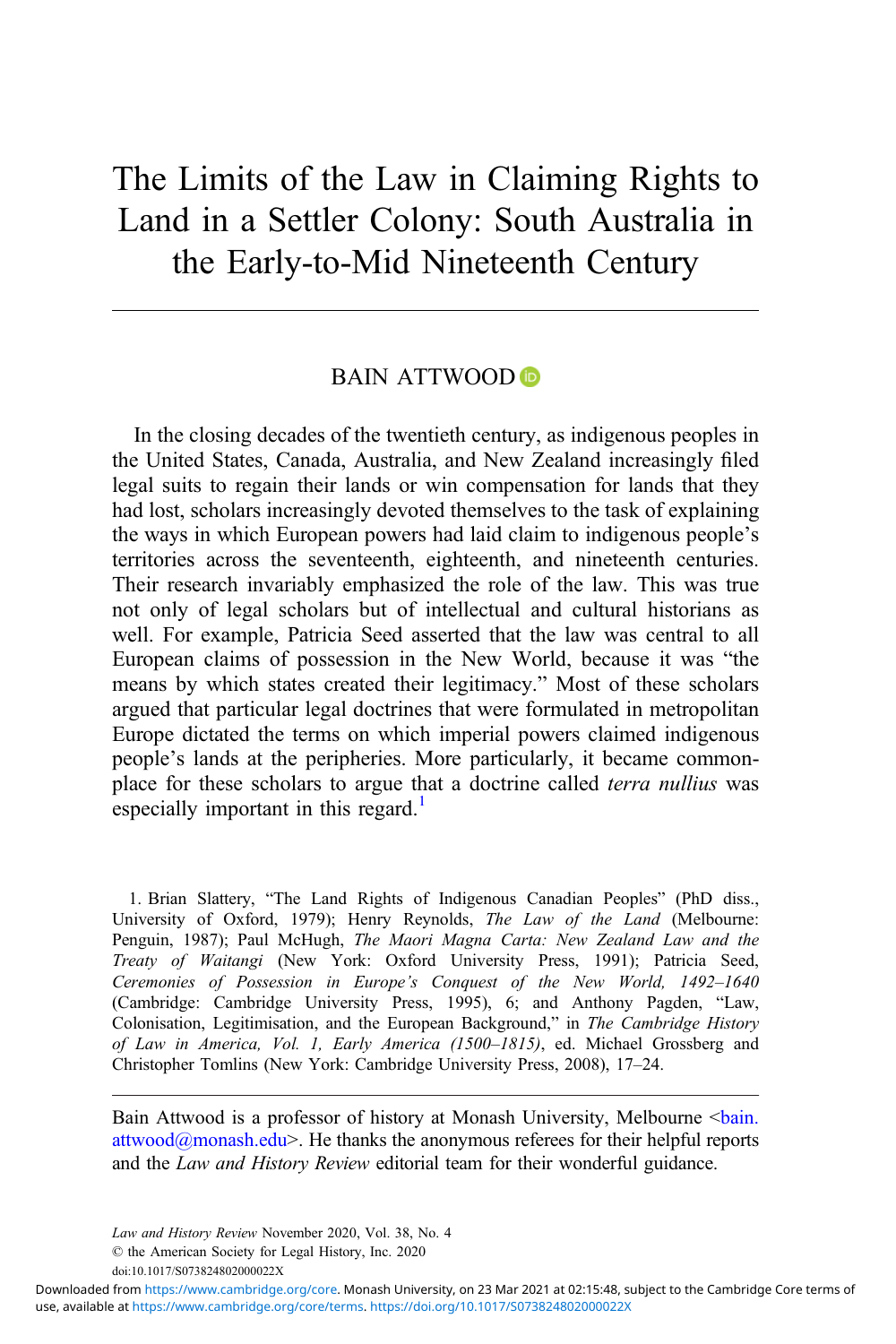# The Limits of the Law in Claiming Rights to Land in a Settler Colony: South Australia in the Early-to-Mid Nineteenth Century

BAIN ATTWOOD

In the closing decades of the twentieth century, as indigenous peoples in the United States, Canada, Australia, and New Zealand increasingly filed legal suits to regain their lands or win compensation for lands that they had lost, scholars increasingly devoted themselves to the task of explaining the ways in which European powers had laid claim to indigenous people's territories across the seventeenth, eighteenth, and nineteenth centuries. Their research invariably emphasized the role of the law. This was true not only of legal scholars but of intellectual and cultural historians as well. For example, Patricia Seed asserted that the law was central to all European claims of possession in the New World, because it was "the means by which states created their legitimacy." Most of these scholars argued that particular legal doctrines that were formulated in metropolitan Europe dictated the terms on which imperial powers claimed indigenous people's lands at the peripheries. More particularly, it became commonplace for these scholars to argue that a doctrine called *terra nullius* was especially important in this regard.[1]

1. Brian Slattery, "The Land Rights of Indigenous Canadian Peoples" (PhD diss., University of Oxford, 1979); Henry Reynolds, *The Law of the Land* (Melbourne: Penguin, 1987); Paul McHugh, *The Maori Magna Carta: New Zealand Law and the Treaty of Waitangi* (New York: Oxford University Press, 1991); Patricia Seed, *Ceremonies of Possession in Europe's Conquest of the New World, 1492–1640* (Cambridge: Cambridge University Press, 1995), 6; and Anthony Pagden, "Law, Colonisation, Legitimisation, and the European Background," in *The Cambridge History of Law in America, Vol. 1, Early America (1500–1815)*, ed. Michael Grossberg and Christopher Tomlins (New York: Cambridge University Press, 2008), 17–24.

Bain Attwood is a professor of history at Monash University, Melbourne <bain.attwood@monash.edu>. He thanks the anonymous referees for their helpful reports and the *Law and History Review* editorial team for their wonderful guidance.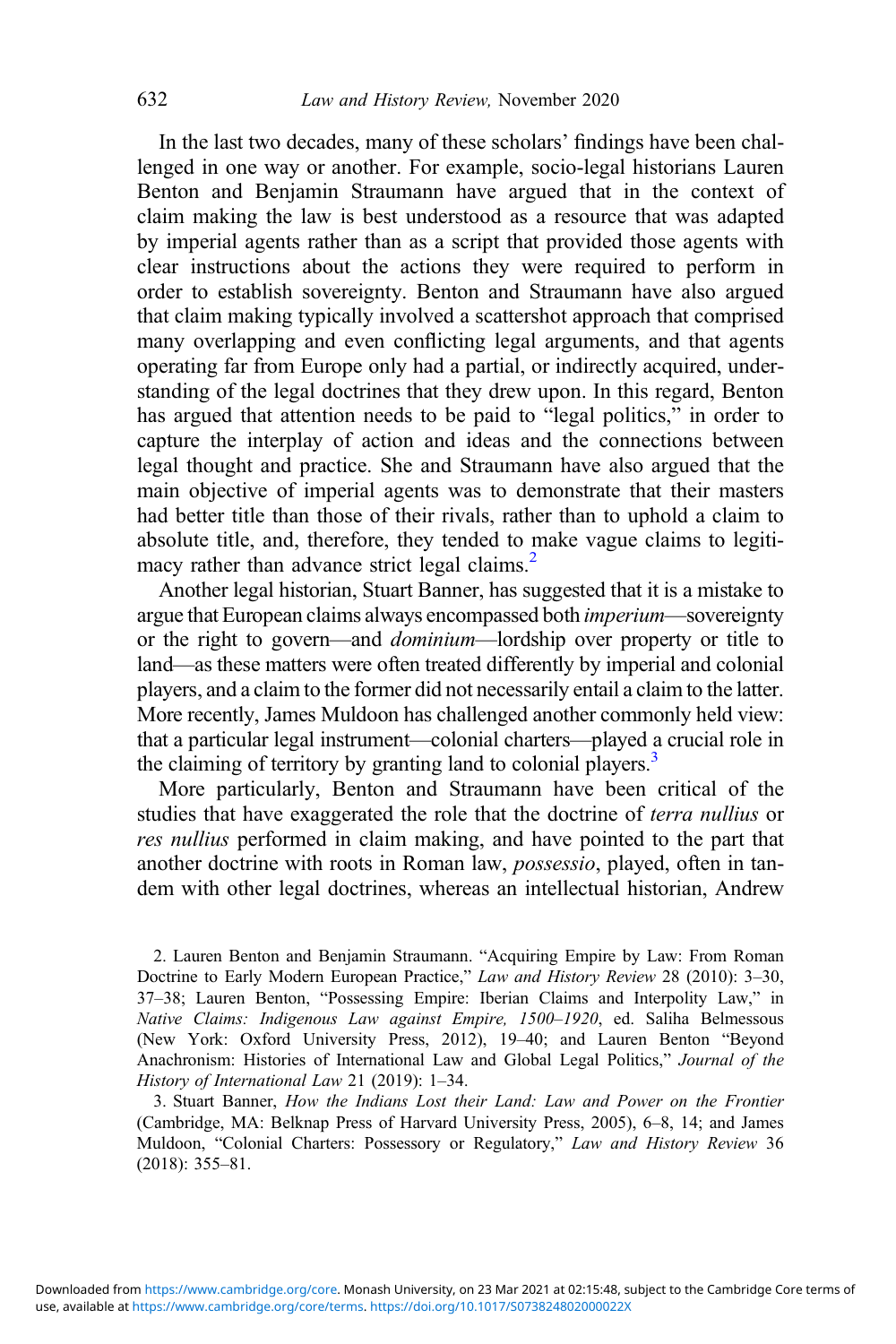In the last two decades, many of these scholars' findings have been challenged in one way or another. For example, socio-legal historians Lauren Benton and Benjamin Straumann have argued that in the context of claim making the law is best understood as a resource that was adapted by imperial agents rather than as a script that provided those agents with clear instructions about the actions they were required to perform in order to establish sovereignty. Benton and Straumann have also argued that claim making typically involved a scattershot approach that comprised many overlapping and even conflicting legal arguments, and that agents operating far from Europe only had a partial, or indirectly acquired, understanding of the legal doctrines that they drew upon. In this regard, Benton has argued that attention needs to be paid to "legal politics," in order to capture the interplay of action and ideas and the connections between legal thought and practice. She and Straumann have also argued that the main objective of imperial agents was to demonstrate that their masters had better title than those of their rivals, rather than to uphold a claim to absolute title, and, therefore, they tended to make vague claims to legitimacy rather than advance strict legal claims.[2]

Another legal historian, Stuart Banner, has suggested that it is a mistake to argue that European claims always encompassed both *imperium*—sovereignty or the right to govern—and *dominium*—lordship over property or title to land—as these matters were often treated differently by imperial and colonial players, and a claim to the former did not necessarily entail a claim to the latter. More recently, James Muldoon has challenged another commonly held view: that a particular legal instrument—colonial charters—played a crucial role in the claiming of territory by granting land to colonial players.[3]

More particularly, Benton and Straumann have been critical of the studies that have exaggerated the role that the doctrine of *terra nullius* or *res nullius* performed in claim making, and have pointed to the part that another doctrine with roots in Roman law, *possessio*, played, often in tandem with other legal doctrines, whereas an intellectual historian, Andrew

2. Lauren Benton and Benjamin Straumann. "Acquiring Empire by Law: From Roman Doctrine to Early Modern European Practice," *Law and History Review* 28 (2010): 3–30, 37–38; Lauren Benton, "Possessing Empire: Iberian Claims and Interpolity Law," in *Native Claims: Indigenous Law against Empire, 1500–1920*, ed. Saliha Belmessous (New York: Oxford University Press, 2012), 19–40; and Lauren Benton "Beyond Anachronism: Histories of International Law and Global Legal Politics," *Journal of the History of International Law* 21 (2019): 1–34.

3. Stuart Banner, *How the Indians Lost their Land: Law and Power on the Frontier* (Cambridge, MA: Belknap Press of Harvard University Press, 2005), 6–8, 14; and James Muldoon, "Colonial Charters: Possessory or Regulatory," *Law and History Review* 36 (2018): 355–81.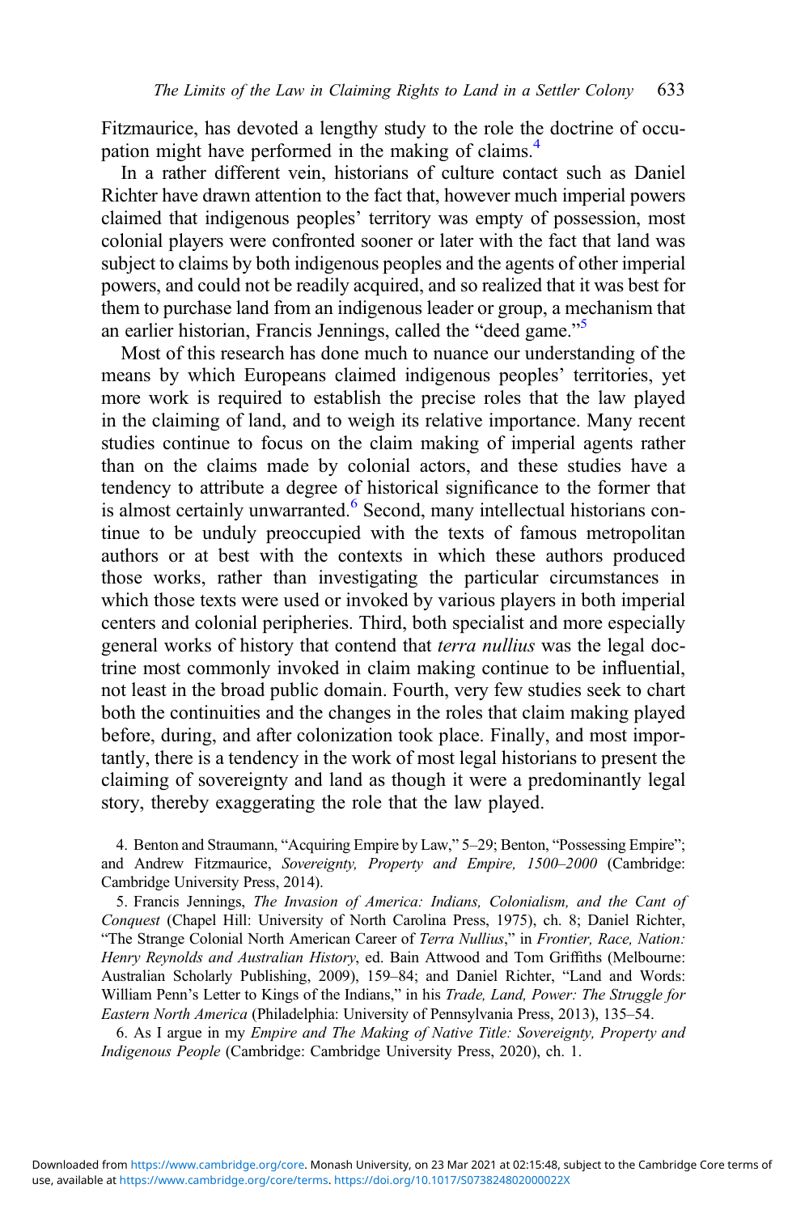Fitzmaurice, has devoted a lengthy study to the role the doctrine of occupation might have performed in the making of claims.[4]

In a rather different vein, historians of culture contact such as Daniel Richter have drawn attention to the fact that, however much imperial powers claimed that indigenous peoples' territory was empty of possession, most colonial players were confronted sooner or later with the fact that land was subject to claims by both indigenous peoples and the agents of other imperial powers, and could not be readily acquired, and so realized that it was best for them to purchase land from an indigenous leader or group, a mechanism that an earlier historian, Francis Jennings, called the "deed game."[5]

Most of this research has done much to nuance our understanding of the means by which Europeans claimed indigenous peoples' territories, yet more work is required to establish the precise roles that the law played in the claiming of land, and to weigh its relative importance. Many recent studies continue to focus on the claim making of imperial agents rather than on the claims made by colonial actors, and these studies have a tendency to attribute a degree of historical significance to the former that is almost certainly unwarranted.[6] Second, many intellectual historians continue to be unduly preoccupied with the texts of famous metropolitan authors or at best with the contexts in which these authors produced those works, rather than investigating the particular circumstances in which those texts were used or invoked by various players in both imperial centers and colonial peripheries. Third, both specialist and more especially general works of history that contend that *terra nullius* was the legal doctrine most commonly invoked in claim making continue to be influential, not least in the broad public domain. Fourth, very few studies seek to chart both the continuities and the changes in the roles that claim making played before, during, and after colonization took place. Finally, and most importantly, there is a tendency in the work of most legal historians to present the claiming of sovereignty and land as though it were a predominantly legal story, thereby exaggerating the role that the law played.

4. Benton and Straumann, "Acquiring Empire by Law," 5–29; Benton, "Possessing Empire"; and Andrew Fitzmaurice, *Sovereignty, Property and Empire, 1500–2000* (Cambridge: Cambridge University Press, 2014).

5. Francis Jennings, *The Invasion of America: Indians, Colonialism, and the Cant of Conquest* (Chapel Hill: University of North Carolina Press, 1975), ch. 8; Daniel Richter, "The Strange Colonial North American Career of *Terra Nullius*," in *Frontier, Race, Nation: Henry Reynolds and Australian History*, ed. Bain Attwood and Tom Griffiths (Melbourne: Australian Scholarly Publishing, 2009), 159–84; and Daniel Richter, "Land and Words: William Penn's Letter to Kings of the Indians," in his *Trade, Land, Power: The Struggle for Eastern North America* (Philadelphia: University of Pennsylvania Press, 2013), 135–54.

6. As I argue in my *Empire and The Making of Native Title: Sovereignty, Property and Indigenous People* (Cambridge: Cambridge University Press, 2020), ch. 1.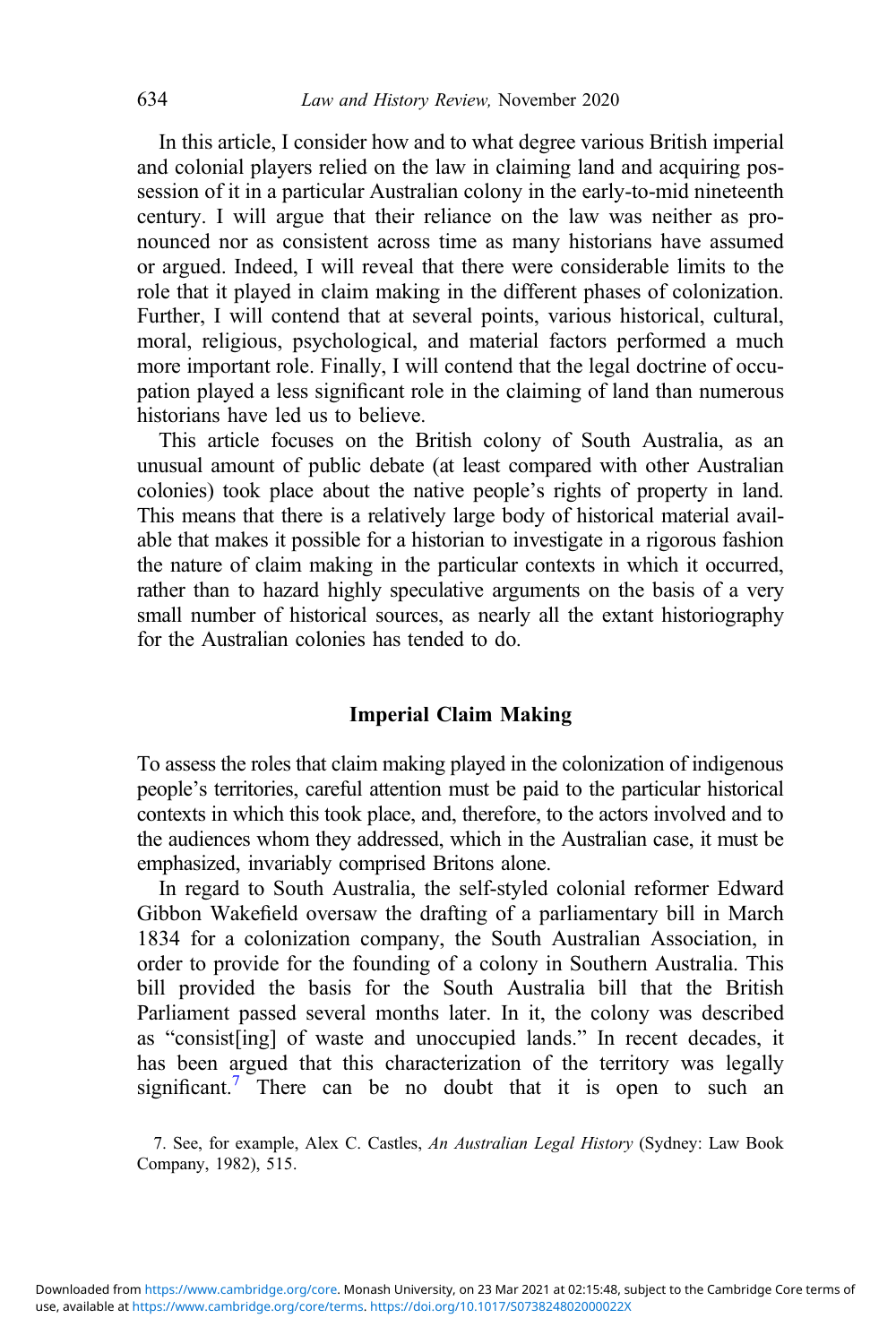In this article, I consider how and to what degree various British imperial and colonial players relied on the law in claiming land and acquiring possession of it in a particular Australian colony in the early-to-mid nineteenth century. I will argue that their reliance on the law was neither as pronounced nor as consistent across time as many historians have assumed or argued. Indeed, I will reveal that there were considerable limits to the role that it played in claim making in the different phases of colonization. Further, I will contend that at several points, various historical, cultural, moral, religious, psychological, and material factors performed a much more important role. Finally, I will contend that the legal doctrine of occupation played a less significant role in the claiming of land than numerous historians have led us to believe.

This article focuses on the British colony of South Australia, as an unusual amount of public debate (at least compared with other Australian colonies) took place about the native people's rights of property in land. This means that there is a relatively large body of historical material available that makes it possible for a historian to investigate in a rigorous fashion the nature of claim making in the particular contexts in which it occurred, rather than to hazard highly speculative arguments on the basis of a very small number of historical sources, as nearly all the extant historiography for the Australian colonies has tended to do.

## Imperial Claim Making

To assess the roles that claim making played in the colonization of indigenous people's territories, careful attention must be paid to the particular historical contexts in which this took place, and, therefore, to the actors involved and to the audiences whom they addressed, which in the Australian case, it must be emphasized, invariably comprised Britons alone.

In regard to South Australia, the self-styled colonial reformer Edward Gibbon Wakefield oversaw the drafting of a parliamentary bill in March 1834 for a colonization company, the South Australian Association, in order to provide for the founding of a colony in Southern Australia. This bill provided the basis for the South Australia bill that the British Parliament passed several months later. In it, the colony was described as "consist[ing] of waste and unoccupied lands." In recent decades, it has been argued that this characterization of the territory was legally significant.[7] There can be no doubt that it is open to such an

7. See, for example, Alex C. Castles, *An Australian Legal History* (Sydney: Law Book Company, 1982), 515.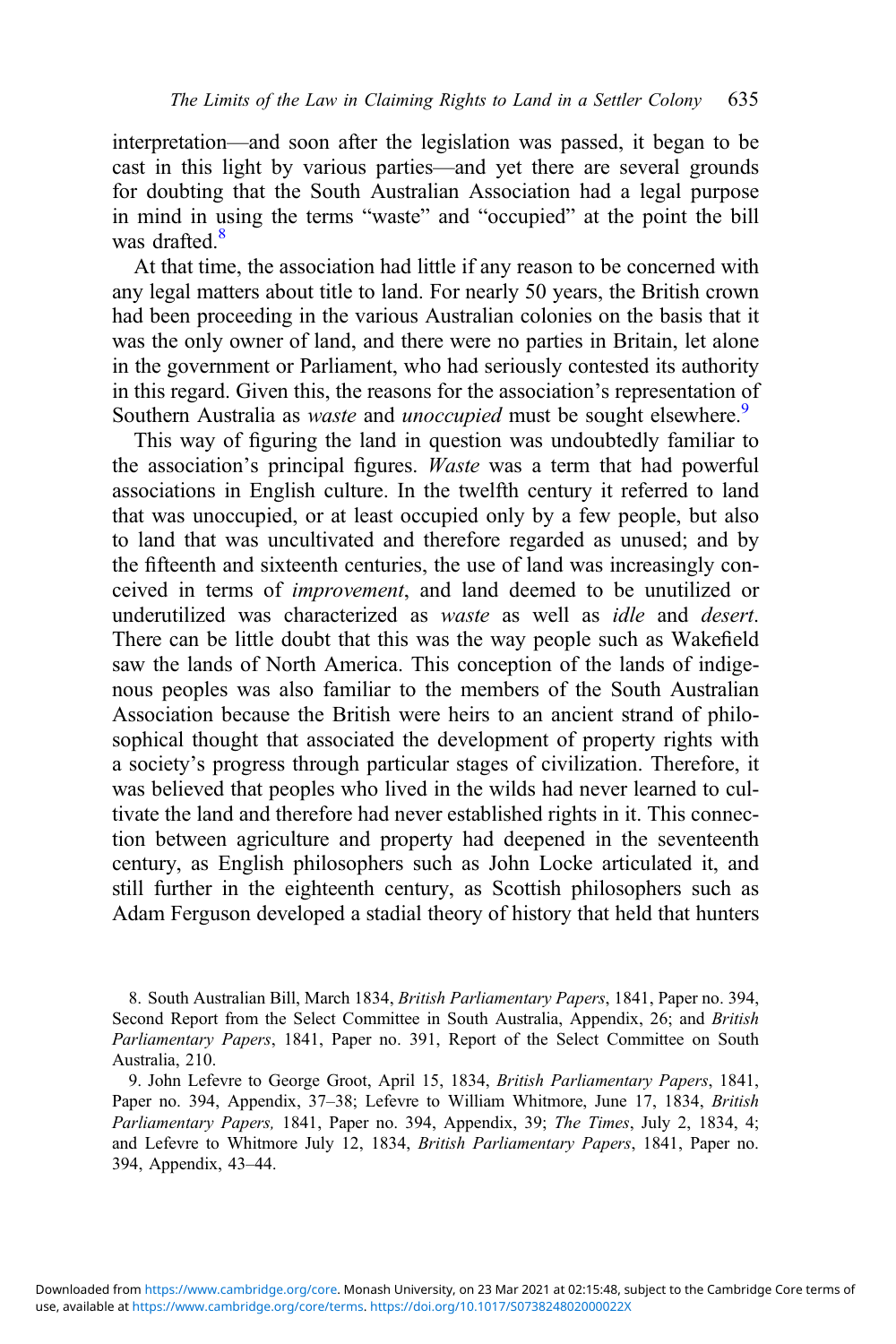interpretation—and soon after the legislation was passed, it began to be cast in this light by various parties—and yet there are several grounds for doubting that the South Australian Association had a legal purpose in mind in using the terms "waste" and "occupied" at the point the bill was drafted.[8]

At that time, the association had little if any reason to be concerned with any legal matters about title to land. For nearly 50 years, the British crown had been proceeding in the various Australian colonies on the basis that it was the only owner of land, and there were no parties in Britain, let alone in the government or Parliament, who had seriously contested its authority in this regard. Given this, the reasons for the association's representation of Southern Australia as *waste* and *unoccupied* must be sought elsewhere.[9]

This way of figuring the land in question was undoubtedly familiar to the association's principal figures. *Waste* was a term that had powerful associations in English culture. In the twelfth century it referred to land that was unoccupied, or at least occupied only by a few people, but also to land that was uncultivated and therefore regarded as unused; and by the fifteenth and sixteenth centuries, the use of land was increasingly conceived in terms of *improvement*, and land deemed to be unutilized or underutilized was characterized as *waste* as well as *idle* and *desert*. There can be little doubt that this was the way people such as Wakefield saw the lands of North America. This conception of the lands of indigenous peoples was also familiar to the members of the South Australian Association because the British were heirs to an ancient strand of philosophical thought that associated the development of property rights with a society's progress through particular stages of civilization. Therefore, it was believed that peoples who lived in the wilds had never learned to cultivate the land and therefore had never established rights in it. This connection between agriculture and property had deepened in the seventeenth century, as English philosophers such as John Locke articulated it, and still further in the eighteenth century, as Scottish philosophers such as Adam Ferguson developed a stadial theory of history that held that hunters

8. South Australian Bill, March 1834, *British Parliamentary Papers*, 1841, Paper no. 394, Second Report from the Select Committee in South Australia, Appendix, 26; and *British Parliamentary Papers*, 1841, Paper no. 391, Report of the Select Committee on South Australia, 210.

9. John Lefevre to George Groot, April 15, 1834, *British Parliamentary Papers*, 1841, Paper no. 394, Appendix, 37–38; Lefevre to William Whitmore, June 17, 1834, *British Parliamentary Papers,* 1841, Paper no. 394, Appendix, 39; *The Times*, July 2, 1834, 4; and Lefevre to Whitmore July 12, 1834, *British Parliamentary Papers*, 1841, Paper no. 394, Appendix, 43–44.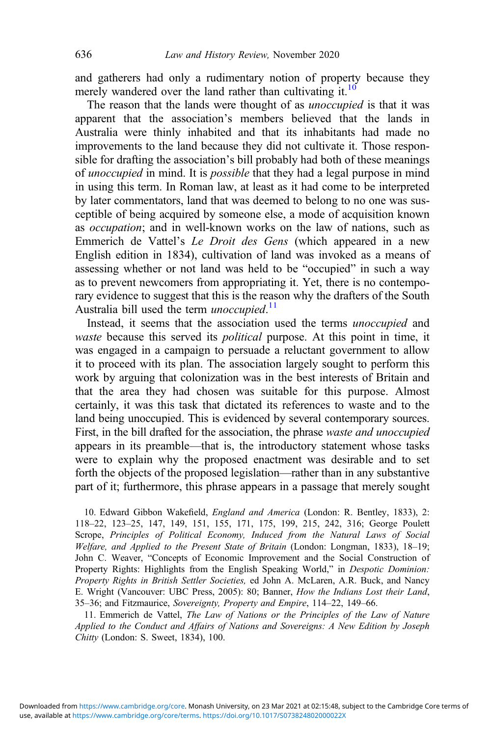and gatherers had only a rudimentary notion of property because they merely wandered over the land rather than cultivating it.[10]

The reason that the lands were thought of as *unoccupied* is that it was apparent that the association's members believed that the lands in Australia were thinly inhabited and that its inhabitants had made no improvements to the land because they did not cultivate it. Those responsible for drafting the association's bill probably had both of these meanings of *unoccupied* in mind. It is *possible* that they had a legal purpose in mind in using this term. In Roman law, at least as it had come to be interpreted by later commentators, land that was deemed to belong to no one was susceptible of being acquired by someone else, a mode of acquisition known as *occupation*; and in well-known works on the law of nations, such as Emmerich de Vattel's *Le Droit des Gens* (which appeared in a new English edition in 1834), cultivation of land was invoked as a means of assessing whether or not land was held to be "occupied" in such a way as to prevent newcomers from appropriating it. Yet, there is no contemporary evidence to suggest that this is the reason why the drafters of the South Australia bill used the term *unoccupied*.[11]

Instead, it seems that the association used the terms *unoccupied* and *waste* because this served its *political* purpose. At this point in time, it was engaged in a campaign to persuade a reluctant government to allow it to proceed with its plan. The association largely sought to perform this work by arguing that colonization was in the best interests of Britain and that the area they had chosen was suitable for this purpose. Almost certainly, it was this task that dictated its references to waste and to the land being unoccupied. This is evidenced by several contemporary sources. First, in the bill drafted for the association, the phrase *waste and unoccupied* appears in its preamble—that is, the introductory statement whose tasks were to explain why the proposed enactment was desirable and to set forth the objects of the proposed legislation—rather than in any substantive part of it; furthermore, this phrase appears in a passage that merely sought

10. Edward Gibbon Wakefield, *England and America* (London: R. Bentley, 1833), 2: 118–22, 123–25, 147, 149, 151, 155, 171, 175, 199, 215, 242, 316; George Poulett Scrope, *Principles of Political Economy, Induced from the Natural Laws of Social Welfare, and Applied to the Present State of Britain* (London: Longman, 1833), 18–19; John C. Weaver, "Concepts of Economic Improvement and the Social Construction of Property Rights: Highlights from the English Speaking World," in *Despotic Dominion: Property Rights in British Settler Societies,* ed John A. McLaren, A.R. Buck, and Nancy E. Wright (Vancouver: UBC Press, 2005): 80; Banner, *How the Indians Lost their Land*, 35–36; and Fitzmaurice, *Sovereignty, Property and Empire*, 114–22, 149–66.

11. Emmerich de Vattel, *The Law of Nations or the Principles of the Law of Nature Applied to the Conduct and Affairs of Nations and Sovereigns: A New Edition by Joseph Chitty* (London: S. Sweet, 1834), 100.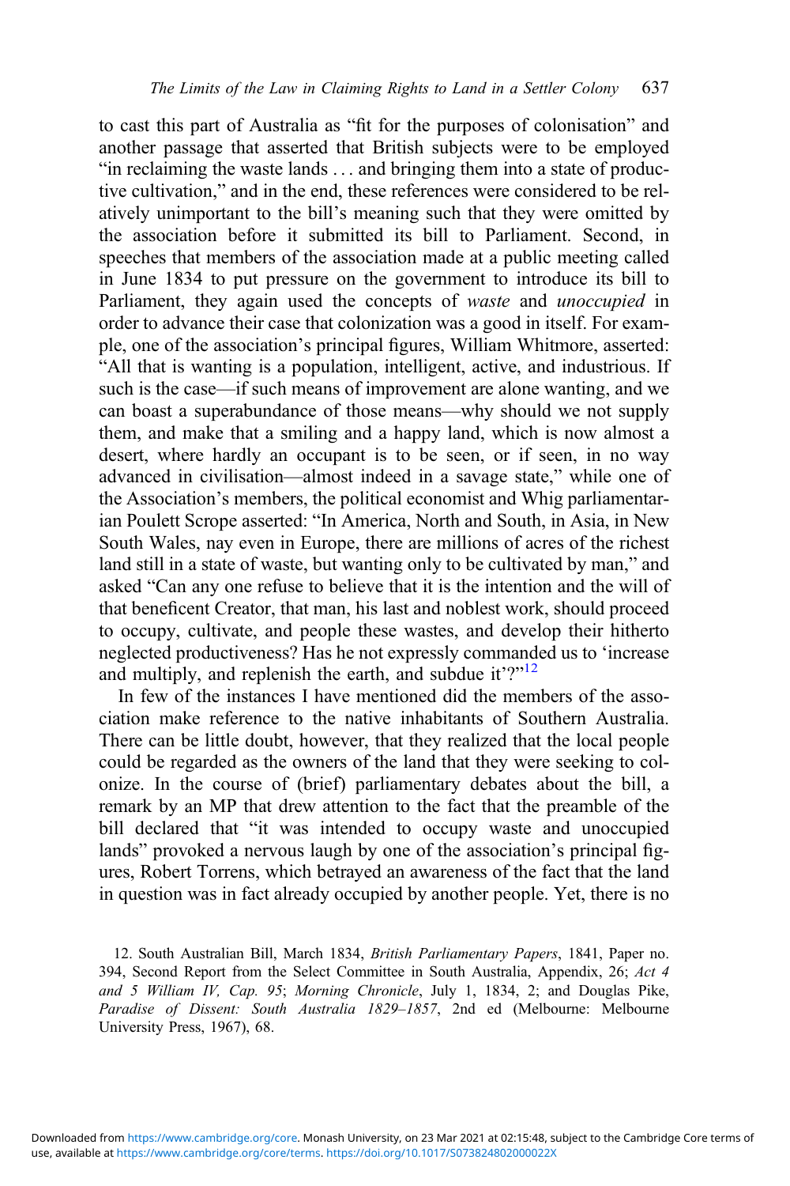to cast this part of Australia as "fit for the purposes of colonisation" and another passage that asserted that British subjects were to be employed "in reclaiming the waste lands . . . and bringing them into a state of productive cultivation," and in the end, these references were considered to be relatively unimportant to the bill's meaning such that they were omitted by the association before it submitted its bill to Parliament. Second, in speeches that members of the association made at a public meeting called in June 1834 to put pressure on the government to introduce its bill to Parliament, they again used the concepts of *waste* and *unoccupied* in order to advance their case that colonization was a good in itself. For example, one of the association's principal figures, William Whitmore, asserted: "All that is wanting is a population, intelligent, active, and industrious. If such is the case—if such means of improvement are alone wanting, and we can boast a superabundance of those means—why should we not supply them, and make that a smiling and a happy land, which is now almost a desert, where hardly an occupant is to be seen, or if seen, in no way advanced in civilisation—almost indeed in a savage state," while one of the Association's members, the political economist and Whig parliamentarian Poulett Scrope asserted: "In America, North and South, in Asia, in New South Wales, nay even in Europe, there are millions of acres of the richest land still in a state of waste, but wanting only to be cultivated by man," and asked "Can any one refuse to believe that it is the intention and the will of that beneficent Creator, that man, his last and noblest work, should proceed to occupy, cultivate, and people these wastes, and develop their hitherto neglected productiveness? Has he not expressly commanded us to 'increase and multiply, and replenish the earth, and subdue it'?"[12]

In few of the instances I have mentioned did the members of the association make reference to the native inhabitants of Southern Australia. There can be little doubt, however, that they realized that the local people could be regarded as the owners of the land that they were seeking to colonize. In the course of (brief) parliamentary debates about the bill, a remark by an MP that drew attention to the fact that the preamble of the bill declared that "it was intended to occupy waste and unoccupied lands" provoked a nervous laugh by one of the association's principal figures, Robert Torrens, which betrayed an awareness of the fact that the land in question was in fact already occupied by another people. Yet, there is no

12. South Australian Bill, March 1834, *British Parliamentary Papers*, 1841, Paper no. 394, Second Report from the Select Committee in South Australia, Appendix, 26; *Act 4 and 5 William IV, Cap. 95*; *Morning Chronicle*, July 1, 1834, 2; and Douglas Pike, *Paradise of Dissent: South Australia 1829–1857*, 2nd ed (Melbourne: Melbourne University Press, 1967), 68.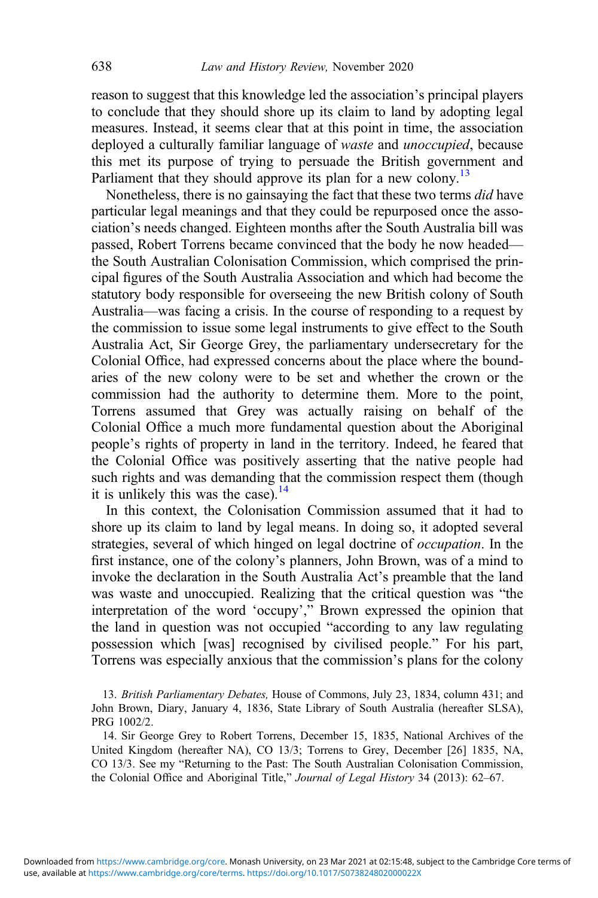reason to suggest that this knowledge led the association's principal players to conclude that they should shore up its claim to land by adopting legal measures. Instead, it seems clear that at this point in time, the association deployed a culturally familiar language of *waste* and *unoccupied*, because this met its purpose of trying to persuade the British government and Parliament that they should approve its plan for a new colony.[13]

Nonetheless, there is no gainsaying the fact that these two terms *did* have particular legal meanings and that they could be repurposed once the association's needs changed. Eighteen months after the South Australia bill was passed, Robert Torrens became convinced that the body he now headed—the South Australian Colonisation Commission, which comprised the principal figures of the South Australia Association and which had become the statutory body responsible for overseeing the new British colony of South Australia—was facing a crisis. In the course of responding to a request by the commission to issue some legal instruments to give effect to the South Australia Act, Sir George Grey, the parliamentary undersecretary for the Colonial Office, had expressed concerns about the place where the boundaries of the new colony were to be set and whether the crown or the commission had the authority to determine them. More to the point, Torrens assumed that Grey was actually raising on behalf of the Colonial Office a much more fundamental question about the Aboriginal people's rights of property in land in the territory. Indeed, he feared that the Colonial Office was positively asserting that the native people had such rights and was demanding that the commission respect them (though it is unlikely this was the case).[14]

In this context, the Colonisation Commission assumed that it had to shore up its claim to land by legal means. In doing so, it adopted several strategies, several of which hinged on legal doctrine of *occupation*. In the first instance, one of the colony's planners, John Brown, was of a mind to invoke the declaration in the South Australia Act's preamble that the land was waste and unoccupied. Realizing that the critical question was "the interpretation of the word 'occupy'," Brown expressed the opinion that the land in question was not occupied "according to any law regulating possession which [was] recognised by civilised people." For his part, Torrens was especially anxious that the commission's plans for the colony

13. *British Parliamentary Debates,* House of Commons, July 23, 1834, column 431; and John Brown, Diary, January 4, 1836, State Library of South Australia (hereafter SLSA), PRG 1002/2.

14. Sir George Grey to Robert Torrens, December 15, 1835, National Archives of the United Kingdom (hereafter NA), CO 13/3; Torrens to Grey, December [26] 1835, NA, CO 13/3. See my "Returning to the Past: The South Australian Colonisation Commission, the Colonial Office and Aboriginal Title," *Journal of Legal History* 34 (2013): 62–67.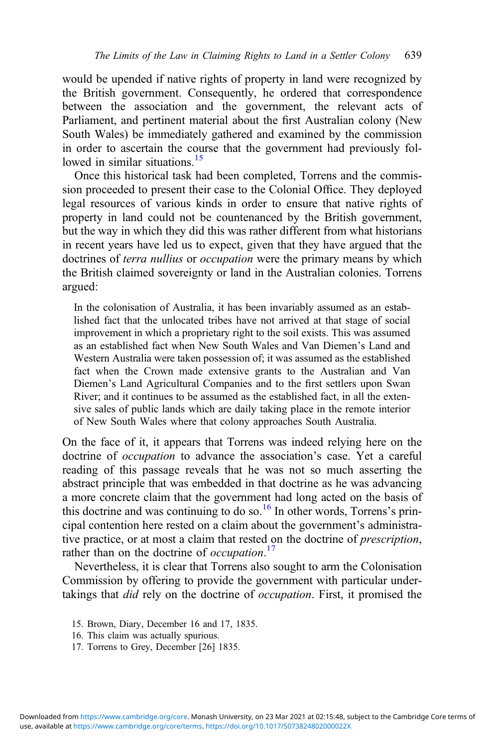would be upended if native rights of property in land were recognized by the British government. Consequently, he ordered that correspondence between the association and the government, the relevant acts of Parliament, and pertinent material about the first Australian colony (New South Wales) be immediately gathered and examined by the commission in order to ascertain the course that the government had previously followed in similar situations.[15]

Once this historical task had been completed, Torrens and the commission proceeded to present their case to the Colonial Office. They deployed legal resources of various kinds in order to ensure that native rights of property in land could not be countenanced by the British government, but the way in which they did this was rather different from what historians in recent years have led us to expect, given that they have argued that the doctrines of *terra nullius* or *occupation* were the primary means by which the British claimed sovereignty or land in the Australian colonies. Torrens argued:

> In the colonisation of Australia, it has been invariably assumed as an established fact that the unlocated tribes have not arrived at that stage of social improvement in which a proprietary right to the soil exists. This was assumed as an established fact when New South Wales and Van Diemen's Land and Western Australia were taken possession of; it was assumed as the established fact when the Crown made extensive grants to the Australian and Van Diemen's Land Agricultural Companies and to the first settlers upon Swan River; and it continues to be assumed as the established fact, in all the extensive sales of public lands which are daily taking place in the remote interior of New South Wales where that colony approaches South Australia.

On the face of it, it appears that Torrens was indeed relying here on the doctrine of *occupation* to advance the association's case. Yet a careful reading of this passage reveals that he was not so much asserting the abstract principle that was embedded in that doctrine as he was advancing a more concrete claim that the government had long acted on the basis of this doctrine and was continuing to do so.[16] In other words, Torrens's principal contention here rested on a claim about the government's administrative practice, or at most a claim that rested on the doctrine of *prescription*, rather than on the doctrine of *occupation*.[17]

Nevertheless, it is clear that Torrens also sought to arm the Colonisation Commission by offering to provide the government with particular undertakings that *did* rely on the doctrine of *occupation*. First, it promised the

15. Brown, Diary, December 16 and 17, 1835.
16. This claim was actually spurious.
17. Torrens to Grey, December [26] 1835.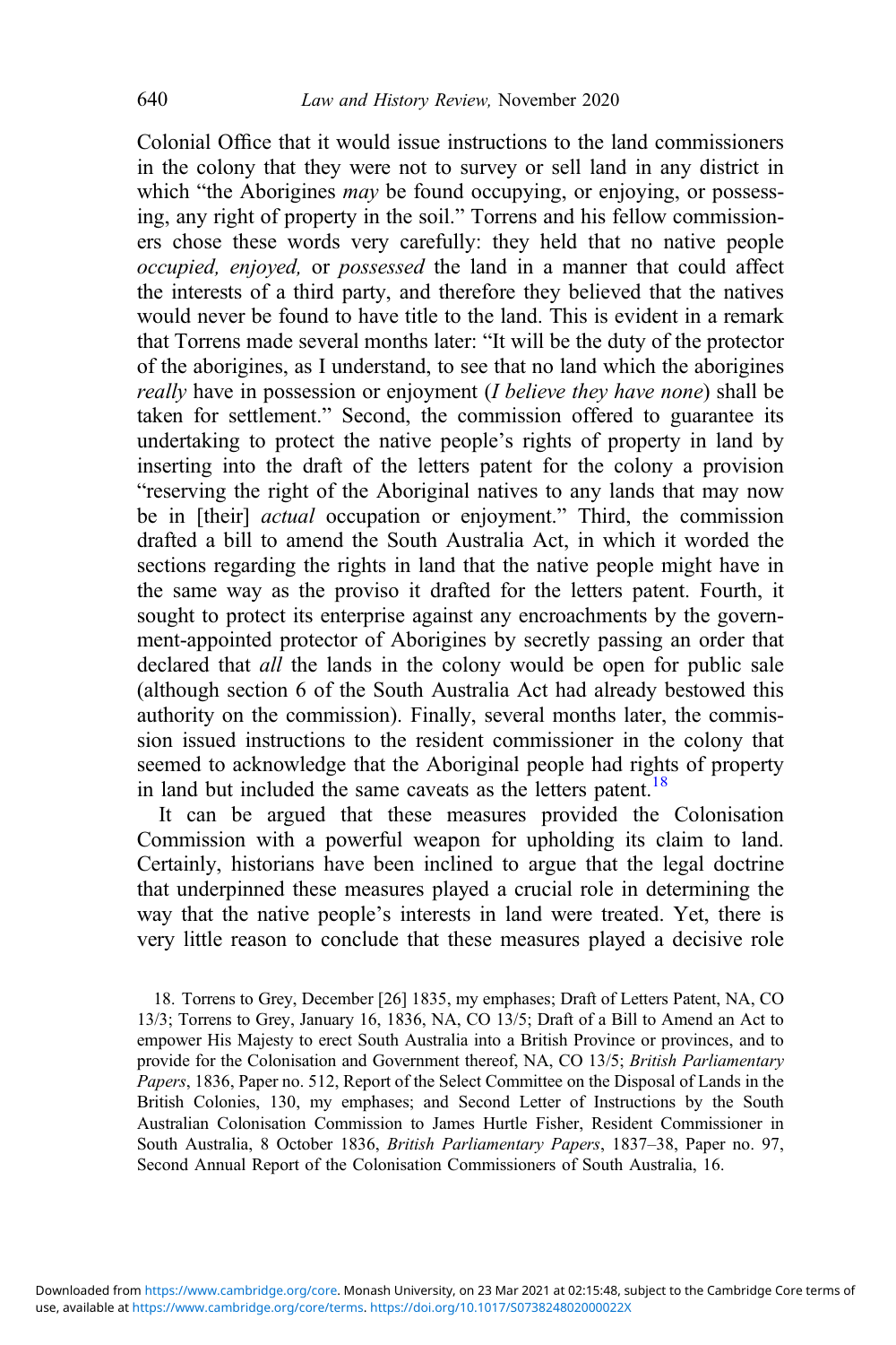Colonial Office that it would issue instructions to the land commissioners in the colony that they were not to survey or sell land in any district in which "the Aborigines *may* be found occupying, or enjoying, or possessing, any right of property in the soil." Torrens and his fellow commissioners chose these words very carefully: they held that no native people *occupied, enjoyed,* or *possessed* the land in a manner that could affect the interests of a third party, and therefore they believed that the natives would never be found to have title to the land. This is evident in a remark that Torrens made several months later: "It will be the duty of the protector of the aborigines, as I understand, to see that no land which the aborigines *really* have in possession or enjoyment (*I believe they have none*) shall be taken for settlement." Second, the commission offered to guarantee its undertaking to protect the native people's rights of property in land by inserting into the draft of the letters patent for the colony a provision "reserving the right of the Aboriginal natives to any lands that may now be in [their] *actual* occupation or enjoyment." Third, the commission drafted a bill to amend the South Australia Act, in which it worded the sections regarding the rights in land that the native people might have in the same way as the proviso it drafted for the letters patent. Fourth, it sought to protect its enterprise against any encroachments by the government-appointed protector of Aborigines by secretly passing an order that declared that *all* the lands in the colony would be open for public sale (although section 6 of the South Australia Act had already bestowed this authority on the commission). Finally, several months later, the commission issued instructions to the resident commissioner in the colony that seemed to acknowledge that the Aboriginal people had rights of property in land but included the same caveats as the letters patent.[18]

It can be argued that these measures provided the Colonisation Commission with a powerful weapon for upholding its claim to land. Certainly, historians have been inclined to argue that the legal doctrine that underpinned these measures played a crucial role in determining the way that the native people's interests in land were treated. Yet, there is very little reason to conclude that these measures played a decisive role

18. Torrens to Grey, December [26] 1835, my emphases; Draft of Letters Patent, NA, CO 13/3; Torrens to Grey, January 16, 1836, NA, CO 13/5; Draft of a Bill to Amend an Act to empower His Majesty to erect South Australia into a British Province or provinces, and to provide for the Colonisation and Government thereof, NA, CO 13/5; *British Parliamentary Papers*, 1836, Paper no. 512, Report of the Select Committee on the Disposal of Lands in the British Colonies, 130, my emphases; and Second Letter of Instructions by the South Australian Colonisation Commission to James Hurtle Fisher, Resident Commissioner in South Australia, 8 October 1836, *British Parliamentary Papers*, 1837–38, Paper no. 97, Second Annual Report of the Colonisation Commissioners of South Australia, 16.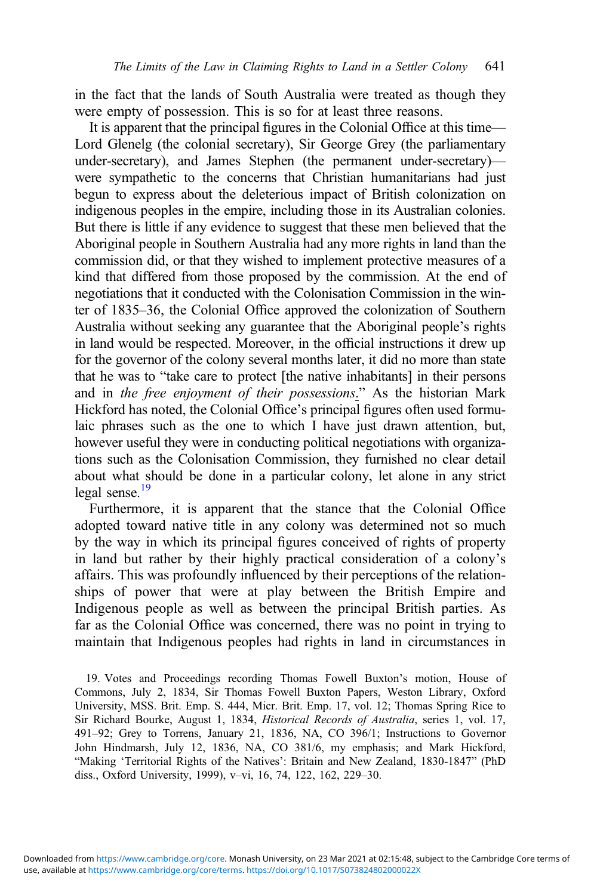in the fact that the lands of South Australia were treated as though they were empty of possession. This is so for at least three reasons.

It is apparent that the principal figures in the Colonial Office at this time—Lord Glenelg (the colonial secretary), Sir George Grey (the parliamentary under-secretary), and James Stephen (the permanent under-secretary)—were sympathetic to the concerns that Christian humanitarians had just begun to express about the deleterious impact of British colonization on indigenous peoples in the empire, including those in its Australian colonies. But there is little if any evidence to suggest that these men believed that the Aboriginal people in Southern Australia had any more rights in land than the commission did, or that they wished to implement protective measures of a kind that differed from those proposed by the commission. At the end of negotiations that it conducted with the Colonisation Commission in the winter of 1835–36, the Colonial Office approved the colonization of Southern Australia without seeking any guarantee that the Aboriginal people's rights in land would be respected. Moreover, in the official instructions it drew up for the governor of the colony several months later, it did no more than state that he was to "take care to protect [the native inhabitants] in their persons and in *the free enjoyment of their possessions*." As the historian Mark Hickford has noted, the Colonial Office's principal figures often used formulaic phrases such as the one to which I have just drawn attention, but, however useful they were in conducting political negotiations with organizations such as the Colonisation Commission, they furnished no clear detail about what should be done in a particular colony, let alone in any strict legal sense.[19]

Furthermore, it is apparent that the stance that the Colonial Office adopted toward native title in any colony was determined not so much by the way in which its principal figures conceived of rights of property in land but rather by their highly practical consideration of a colony's affairs. This was profoundly influenced by their perceptions of the relationships of power that were at play between the British Empire and Indigenous people as well as between the principal British parties. As far as the Colonial Office was concerned, there was no point in trying to maintain that Indigenous peoples had rights in land in circumstances in

19. Votes and Proceedings recording Thomas Fowell Buxton's motion, House of Commons, July 2, 1834, Sir Thomas Fowell Buxton Papers, Weston Library, Oxford University, MSS. Brit. Emp. S. 444, Micr. Brit. Emp. 17, vol. 12; Thomas Spring Rice to Sir Richard Bourke, August 1, 1834, *Historical Records of Australia*, series 1, vol. 17, 491–92; Grey to Torrens, January 21, 1836, NA, CO 396/1; Instructions to Governor John Hindmarsh, July 12, 1836, NA, CO 381/6, my emphasis; and Mark Hickford, "Making 'Territorial Rights of the Natives': Britain and New Zealand, 1830-1847" (PhD diss., Oxford University, 1999), v–vi, 16, 74, 122, 162, 229–30.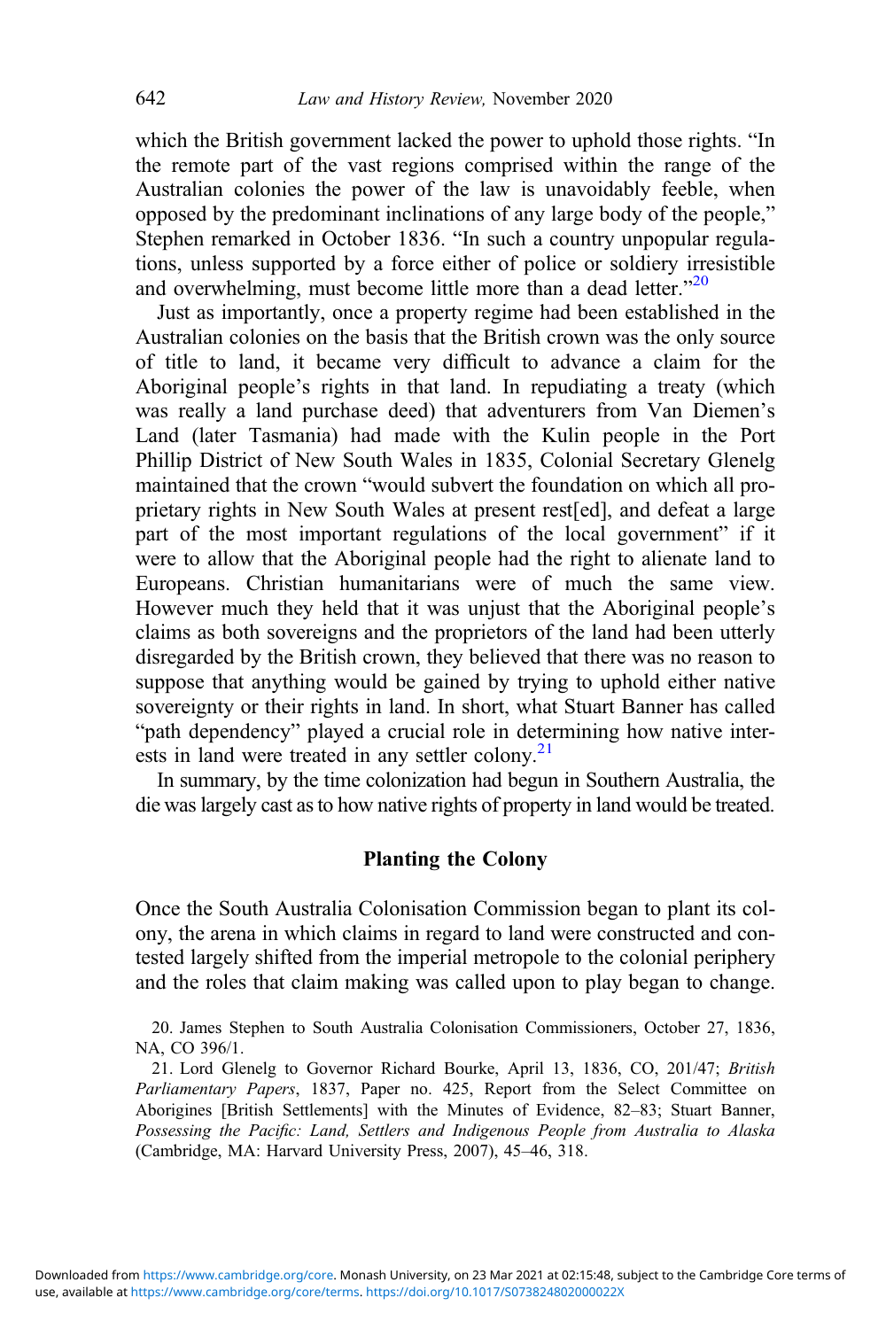which the British government lacked the power to uphold those rights. "In the remote part of the vast regions comprised within the range of the Australian colonies the power of the law is unavoidably feeble, when opposed by the predominant inclinations of any large body of the people," Stephen remarked in October 1836. "In such a country unpopular regulations, unless supported by a force either of police or soldiery irresistible and overwhelming, must become little more than a dead letter."[20]

Just as importantly, once a property regime had been established in the Australian colonies on the basis that the British crown was the only source of title to land, it became very difficult to advance a claim for the Aboriginal people's rights in that land. In repudiating a treaty (which was really a land purchase deed) that adventurers from Van Diemen's Land (later Tasmania) had made with the Kulin people in the Port Phillip District of New South Wales in 1835, Colonial Secretary Glenelg maintained that the crown "would subvert the foundation on which all proprietary rights in New South Wales at present rest[ed], and defeat a large part of the most important regulations of the local government" if it were to allow that the Aboriginal people had the right to alienate land to Europeans. Christian humanitarians were of much the same view. However much they held that it was unjust that the Aboriginal people's claims as both sovereigns and the proprietors of the land had been utterly disregarded by the British crown, they believed that there was no reason to suppose that anything would be gained by trying to uphold either native sovereignty or their rights in land. In short, what Stuart Banner has called "path dependency" played a crucial role in determining how native interests in land were treated in any settler colony.[21]

In summary, by the time colonization had begun in Southern Australia, the die was largely cast as to how native rights of property in land would be treated.

## Planting the Colony

Once the South Australia Colonisation Commission began to plant its colony, the arena in which claims in regard to land were constructed and contested largely shifted from the imperial metropole to the colonial periphery and the roles that claim making was called upon to play began to change.

20. James Stephen to South Australia Colonisation Commissioners, October 27, 1836, NA, CO 396/1.

21. Lord Glenelg to Governor Richard Bourke, April 13, 1836, CO, 201/47; *British Parliamentary Papers*, 1837, Paper no. 425, Report from the Select Committee on Aborigines [British Settlements] with the Minutes of Evidence, 82–83; Stuart Banner, *Possessing the Pacific: Land, Settlers and Indigenous People from Australia to Alaska* (Cambridge, MA: Harvard University Press, 2007), 45–46, 318.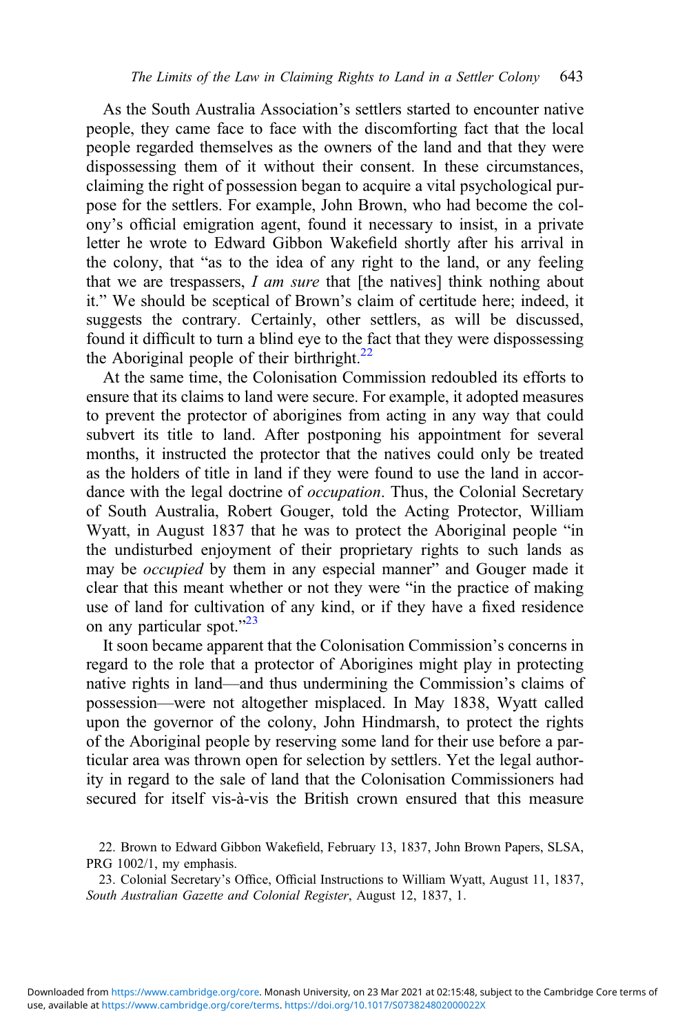As the South Australia Association's settlers started to encounter native people, they came face to face with the discomforting fact that the local people regarded themselves as the owners of the land and that they were dispossessing them of it without their consent. In these circumstances, claiming the right of possession began to acquire a vital psychological purpose for the settlers. For example, John Brown, who had become the colony's official emigration agent, found it necessary to insist, in a private letter he wrote to Edward Gibbon Wakefield shortly after his arrival in the colony, that "as to the idea of any right to the land, or any feeling that we are trespassers, *I am sure* that [the natives] think nothing about it." We should be sceptical of Brown's claim of certitude here; indeed, it suggests the contrary. Certainly, other settlers, as will be discussed, found it difficult to turn a blind eye to the fact that they were dispossessing the Aboriginal people of their birthright.[22]

At the same time, the Colonisation Commission redoubled its efforts to ensure that its claims to land were secure. For example, it adopted measures to prevent the protector of aborigines from acting in any way that could subvert its title to land. After postponing his appointment for several months, it instructed the protector that the natives could only be treated as the holders of title in land if they were found to use the land in accordance with the legal doctrine of *occupation*. Thus, the Colonial Secretary of South Australia, Robert Gouger, told the Acting Protector, William Wyatt, in August 1837 that he was to protect the Aboriginal people "in the undisturbed enjoyment of their proprietary rights to such lands as may be *occupied* by them in any especial manner" and Gouger made it clear that this meant whether or not they were "in the practice of making use of land for cultivation of any kind, or if they have a fixed residence on any particular spot."[23]

It soon became apparent that the Colonisation Commission's concerns in regard to the role that a protector of Aborigines might play in protecting native rights in land—and thus undermining the Commission's claims of possession—were not altogether misplaced. In May 1838, Wyatt called upon the governor of the colony, John Hindmarsh, to protect the rights of the Aboriginal people by reserving some land for their use before a particular area was thrown open for selection by settlers. Yet the legal authority in regard to the sale of land that the Colonisation Commissioners had secured for itself vis-à-vis the British crown ensured that this measure

22. Brown to Edward Gibbon Wakefield, February 13, 1837, John Brown Papers, SLSA, PRG 1002/1, my emphasis.

23. Colonial Secretary's Office, Official Instructions to William Wyatt, August 11, 1837, *South Australian Gazette and Colonial Register*, August 12, 1837, 1.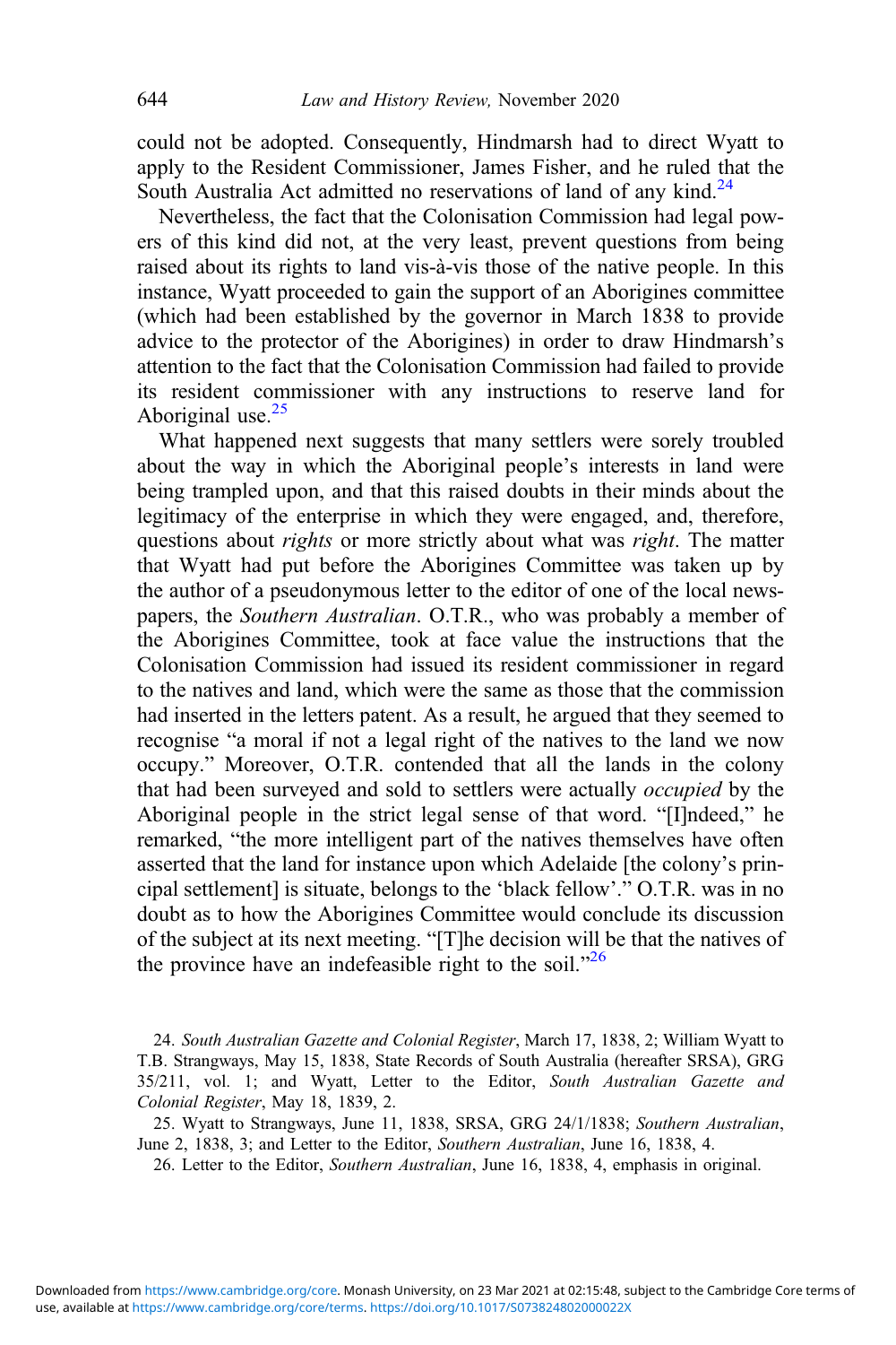could not be adopted. Consequently, Hindmarsh had to direct Wyatt to apply to the Resident Commissioner, James Fisher, and he ruled that the South Australia Act admitted no reservations of land of any kind.[24]

Nevertheless, the fact that the Colonisation Commission had legal powers of this kind did not, at the very least, prevent questions from being raised about its rights to land vis-à-vis those of the native people. In this instance, Wyatt proceeded to gain the support of an Aborigines committee (which had been established by the governor in March 1838 to provide advice to the protector of the Aborigines) in order to draw Hindmarsh's attention to the fact that the Colonisation Commission had failed to provide its resident commissioner with any instructions to reserve land for Aboriginal use.[25]

What happened next suggests that many settlers were sorely troubled about the way in which the Aboriginal people's interests in land were being trampled upon, and that this raised doubts in their minds about the legitimacy of the enterprise in which they were engaged, and, therefore, questions about *rights* or more strictly about what was *right*. The matter that Wyatt had put before the Aborigines Committee was taken up by the author of a pseudonymous letter to the editor of one of the local newspapers, the *Southern Australian*. O.T.R., who was probably a member of the Aborigines Committee, took at face value the instructions that the Colonisation Commission had issued its resident commissioner in regard to the natives and land, which were the same as those that the commission had inserted in the letters patent. As a result, he argued that they seemed to recognise "a moral if not a legal right of the natives to the land we now occupy." Moreover, O.T.R. contended that all the lands in the colony that had been surveyed and sold to settlers were actually *occupied* by the Aboriginal people in the strict legal sense of that word. "[I]ndeed," he remarked, "the more intelligent part of the natives themselves have often asserted that the land for instance upon which Adelaide [the colony's principal settlement] is situate, belongs to the 'black fellow'." O.T.R. was in no doubt as to how the Aborigines Committee would conclude its discussion of the subject at its next meeting. "[T]he decision will be that the natives of the province have an indefeasible right to the soil."[26]

24. *South Australian Gazette and Colonial Register*, March 17, 1838, 2; William Wyatt to T.B. Strangways, May 15, 1838, State Records of South Australia (hereafter SRSA), GRG 35/211, vol. 1; and Wyatt, Letter to the Editor, *South Australian Gazette and Colonial Register*, May 18, 1839, 2.

25. Wyatt to Strangways, June 11, 1838, SRSA, GRG 24/1/1838; *Southern Australian*, June 2, 1838, 3; and Letter to the Editor, *Southern Australian*, June 16, 1838, 4.

26. Letter to the Editor, *Southern Australian*, June 16, 1838, 4, emphasis in original.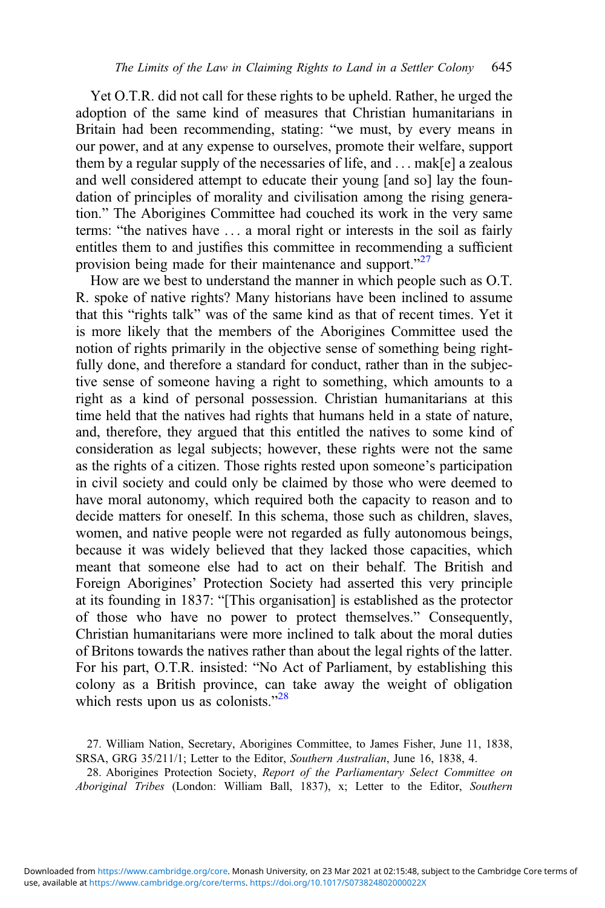Yet O.T.R. did not call for these rights to be upheld. Rather, he urged the adoption of the same kind of measures that Christian humanitarians in Britain had been recommending, stating: "we must, by every means in our power, and at any expense to ourselves, promote their welfare, support them by a regular supply of the necessaries of life, and . . . mak[e] a zealous and well considered attempt to educate their young [and so] lay the foundation of principles of morality and civilisation among the rising generation." The Aborigines Committee had couched its work in the very same terms: "the natives have . . . a moral right or interests in the soil as fairly entitles them to and justifies this committee in recommending a sufficient provision being made for their maintenance and support."[27]

How are we best to understand the manner in which people such as O.T. R. spoke of native rights? Many historians have been inclined to assume that this "rights talk" was of the same kind as that of recent times. Yet it is more likely that the members of the Aborigines Committee used the notion of rights primarily in the objective sense of something being rightfully done, and therefore a standard for conduct, rather than in the subjective sense of someone having a right to something, which amounts to a right as a kind of personal possession. Christian humanitarians at this time held that the natives had rights that humans held in a state of nature, and, therefore, they argued that this entitled the natives to some kind of consideration as legal subjects; however, these rights were not the same as the rights of a citizen. Those rights rested upon someone's participation in civil society and could only be claimed by those who were deemed to have moral autonomy, which required both the capacity to reason and to decide matters for oneself. In this schema, those such as children, slaves, women, and native people were not regarded as fully autonomous beings, because it was widely believed that they lacked those capacities, which meant that someone else had to act on their behalf. The British and Foreign Aborigines' Protection Society had asserted this very principle at its founding in 1837: "[This organisation] is established as the protector of those who have no power to protect themselves." Consequently, Christian humanitarians were more inclined to talk about the moral duties of Britons towards the natives rather than about the legal rights of the latter. For his part, O.T.R. insisted: "No Act of Parliament, by establishing this colony as a British province, can take away the weight of obligation which rests upon us as colonists."[28]

27. William Nation, Secretary, Aborigines Committee, to James Fisher, June 11, 1838, SRSA, GRG 35/211/1; Letter to the Editor, *Southern Australian*, June 16, 1838, 4.

28. Aborigines Protection Society, *Report of the Parliamentary Select Committee on Aboriginal Tribes* (London: William Ball, 1837), x; Letter to the Editor, *Southern*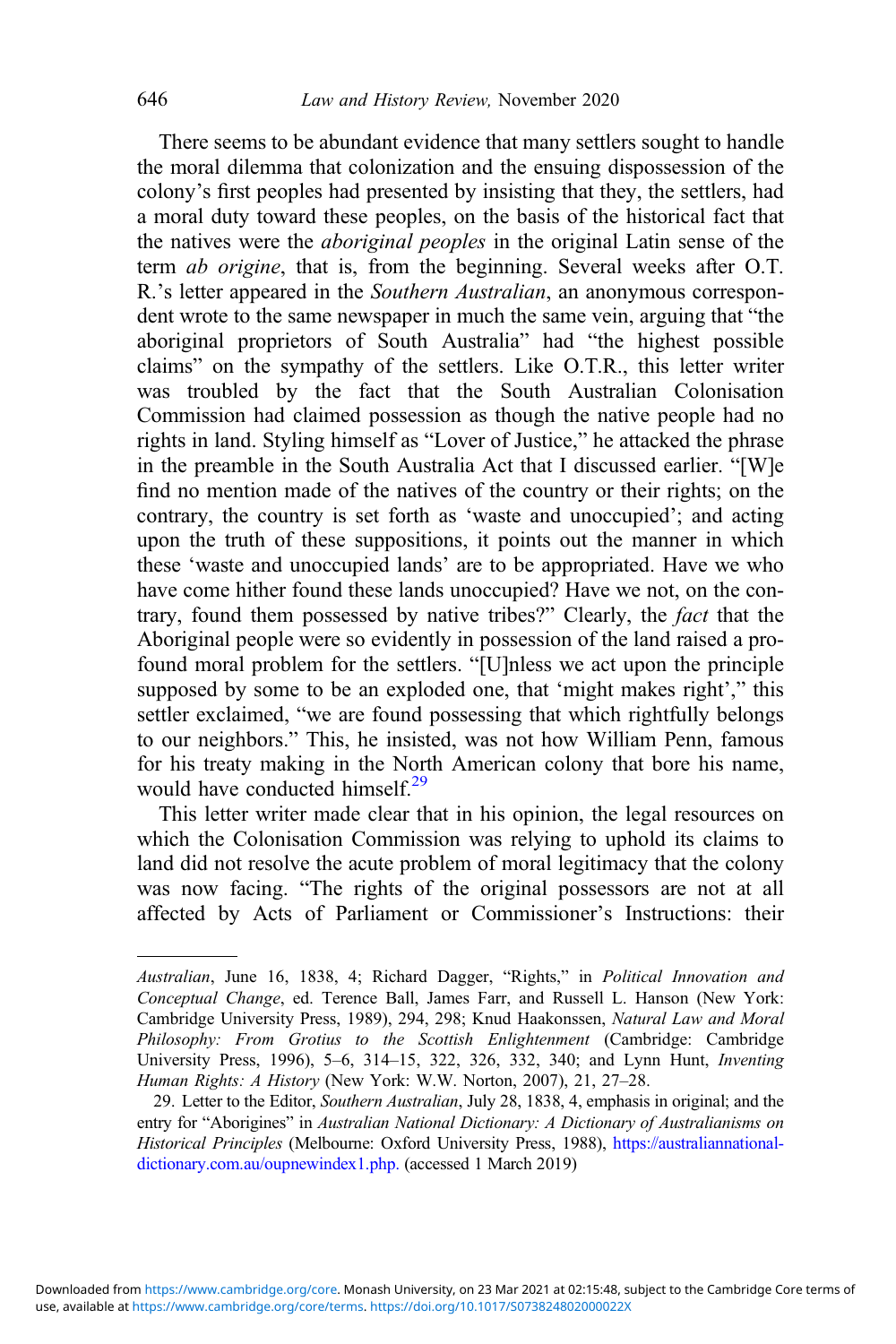There seems to be abundant evidence that many settlers sought to handle the moral dilemma that colonization and the ensuing dispossession of the colony's first peoples had presented by insisting that they, the settlers, had a moral duty toward these peoples, on the basis of the historical fact that the natives were the *aboriginal peoples* in the original Latin sense of the term *ab origine*, that is, from the beginning. Several weeks after O.T. R.'s letter appeared in the *Southern Australian*, an anonymous correspondent wrote to the same newspaper in much the same vein, arguing that "the aboriginal proprietors of South Australia" had "the highest possible claims" on the sympathy of the settlers. Like O.T.R., this letter writer was troubled by the fact that the South Australian Colonisation Commission had claimed possession as though the native people had no rights in land. Styling himself as "Lover of Justice," he attacked the phrase in the preamble in the South Australia Act that I discussed earlier. "[W]e find no mention made of the natives of the country or their rights; on the contrary, the country is set forth as 'waste and unoccupied'; and acting upon the truth of these suppositions, it points out the manner in which these 'waste and unoccupied lands' are to be appropriated. Have we who have come hither found these lands unoccupied? Have we not, on the contrary, found them possessed by native tribes?" Clearly, the *fact* that the Aboriginal people were so evidently in possession of the land raised a profound moral problem for the settlers. "[U]nless we act upon the principle supposed by some to be an exploded one, that 'might makes right'," this settler exclaimed, "we are found possessing that which rightfully belongs to our neighbors." This, he insisted, was not how William Penn, famous for his treaty making in the North American colony that bore his name, would have conducted himself.[29]

This letter writer made clear that in his opinion, the legal resources on which the Colonisation Commission was relying to uphold its claims to land did not resolve the acute problem of moral legitimacy that the colony was now facing. "The rights of the original possessors are not at all affected by Acts of Parliament or Commissioner's Instructions: their

---

*Australian*, June 16, 1838, 4; Richard Dagger, "Rights," in *Political Innovation and Conceptual Change*, ed. Terence Ball, James Farr, and Russell L. Hanson (New York: Cambridge University Press, 1989), 294, 298; Knud Haakonssen, *Natural Law and Moral Philosophy: From Grotius to the Scottish Enlightenment* (Cambridge: Cambridge University Press, 1996), 5–6, 314–15, 322, 326, 332, 340; and Lynn Hunt, *Inventing Human Rights: A History* (New York: W.W. Norton, 2007), 21, 27–28.

29. Letter to the Editor, *Southern Australian*, July 28, 1838, 4, emphasis in original; and the entry for "Aborigines" in *Australian National Dictionary: A Dictionary of Australianisms on Historical Principles* (Melbourne: Oxford University Press, 1988), https://australiannationaldictionary.com.au/oupnewindex1.php. (accessed 1 March 2019)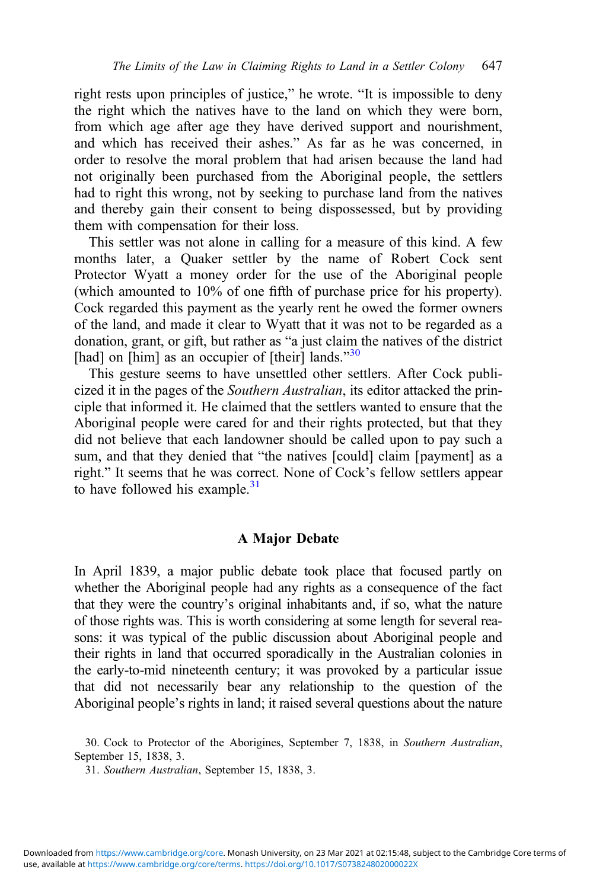right rests upon principles of justice," he wrote. "It is impossible to deny the right which the natives have to the land on which they were born, from which age after age they have derived support and nourishment, and which has received their ashes." As far as he was concerned, in order to resolve the moral problem that had arisen because the land had not originally been purchased from the Aboriginal people, the settlers had to right this wrong, not by seeking to purchase land from the natives and thereby gain their consent to being dispossessed, but by providing them with compensation for their loss.

This settler was not alone in calling for a measure of this kind. A few months later, a Quaker settler by the name of Robert Cock sent Protector Wyatt a money order for the use of the Aboriginal people (which amounted to 10% of one fifth of purchase price for his property). Cock regarded this payment as the yearly rent he owed the former owners of the land, and made it clear to Wyatt that it was not to be regarded as a donation, grant, or gift, but rather as "a just claim the natives of the district [had] on [him] as an occupier of [their] lands."[30]

This gesture seems to have unsettled other settlers. After Cock publicized it in the pages of the *Southern Australian*, its editor attacked the principle that informed it. He claimed that the settlers wanted to ensure that the Aboriginal people were cared for and their rights protected, but that they did not believe that each landowner should be called upon to pay such a sum, and that they denied that "the natives [could] claim [payment] as a right." It seems that he was correct. None of Cock's fellow settlers appear to have followed his example.[31]

## A Major Debate

In April 1839, a major public debate took place that focused partly on whether the Aboriginal people had any rights as a consequence of the fact that they were the country's original inhabitants and, if so, what the nature of those rights was. This is worth considering at some length for several reasons: it was typical of the public discussion about Aboriginal people and their rights in land that occurred sporadically in the Australian colonies in the early-to-mid nineteenth century; it was provoked by a particular issue that did not necessarily bear any relationship to the question of the Aboriginal people's rights in land; it raised several questions about the nature

30. Cock to Protector of the Aborigines, September 7, 1838, in *Southern Australian*, September 15, 1838, 3.

31. *Southern Australian*, September 15, 1838, 3.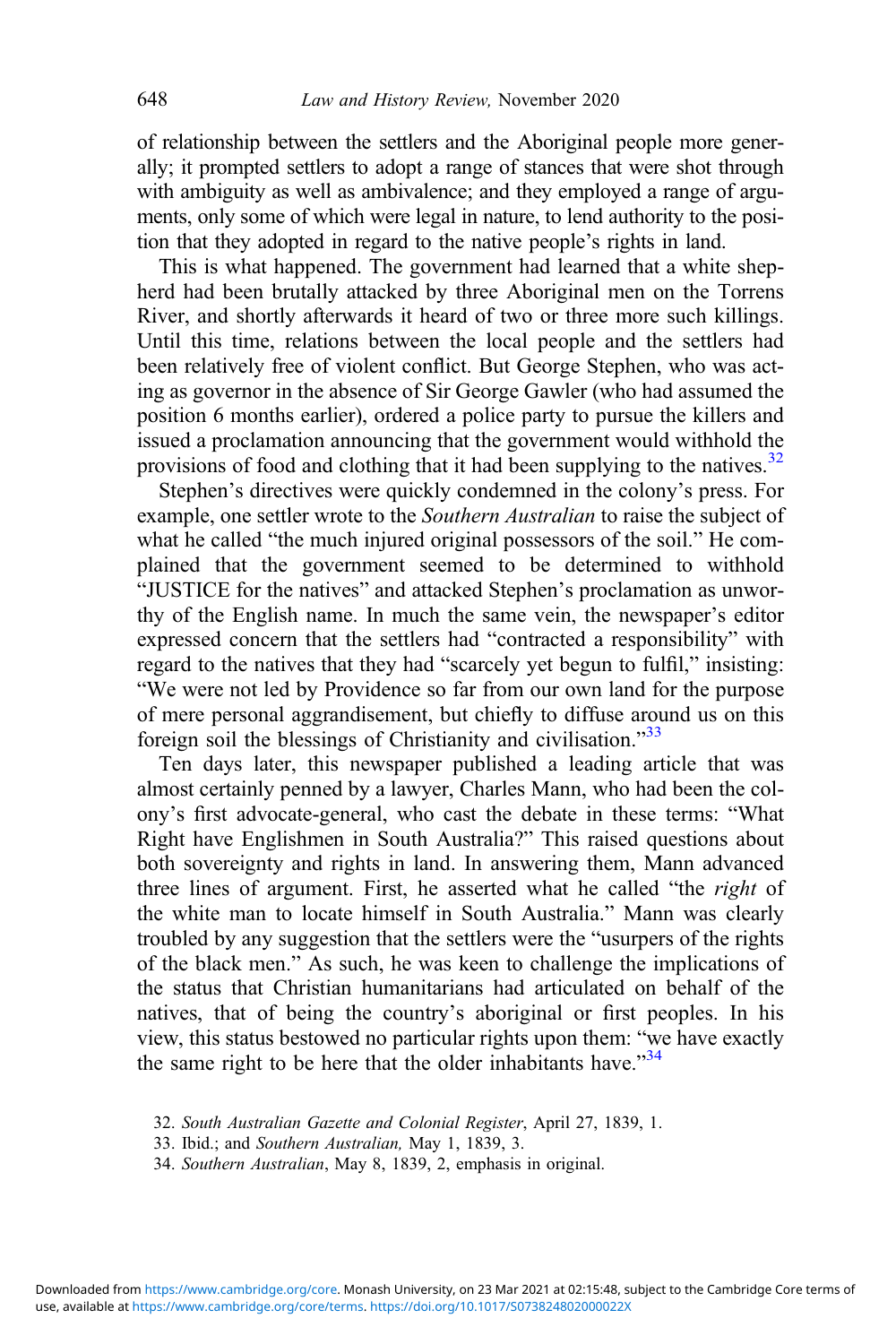of relationship between the settlers and the Aboriginal people more generally; it prompted settlers to adopt a range of stances that were shot through with ambiguity as well as ambivalence; and they employed a range of arguments, only some of which were legal in nature, to lend authority to the position that they adopted in regard to the native people's rights in land.

This is what happened. The government had learned that a white shepherd had been brutally attacked by three Aboriginal men on the Torrens River, and shortly afterwards it heard of two or three more such killings. Until this time, relations between the local people and the settlers had been relatively free of violent conflict. But George Stephen, who was acting as governor in the absence of Sir George Gawler (who had assumed the position 6 months earlier), ordered a police party to pursue the killers and issued a proclamation announcing that the government would withhold the provisions of food and clothing that it had been supplying to the natives.[32]

Stephen's directives were quickly condemned in the colony's press. For example, one settler wrote to the *Southern Australian* to raise the subject of what he called "the much injured original possessors of the soil." He complained that the government seemed to be determined to withhold "JUSTICE for the natives" and attacked Stephen's proclamation as unworthy of the English name. In much the same vein, the newspaper's editor expressed concern that the settlers had "contracted a responsibility" with regard to the natives that they had "scarcely yet begun to fulfil," insisting: "We were not led by Providence so far from our own land for the purpose of mere personal aggrandisement, but chiefly to diffuse around us on this foreign soil the blessings of Christianity and civilisation."[33]

Ten days later, this newspaper published a leading article that was almost certainly penned by a lawyer, Charles Mann, who had been the colony's first advocate-general, who cast the debate in these terms: "What Right have Englishmen in South Australia?" This raised questions about both sovereignty and rights in land. In answering them, Mann advanced three lines of argument. First, he asserted what he called "the *right* of the white man to locate himself in South Australia." Mann was clearly troubled by any suggestion that the settlers were the "usurpers of the rights of the black men." As such, he was keen to challenge the implications of the status that Christian humanitarians had articulated on behalf of the natives, that of being the country's aboriginal or first peoples. In his view, this status bestowed no particular rights upon them: "we have exactly the same right to be here that the older inhabitants have."[34]

32. *South Australian Gazette and Colonial Register*, April 27, 1839, 1.

33. Ibid.; and *Southern Australian,* May 1, 1839, 3.

34. *Southern Australian*, May 8, 1839, 2, emphasis in original.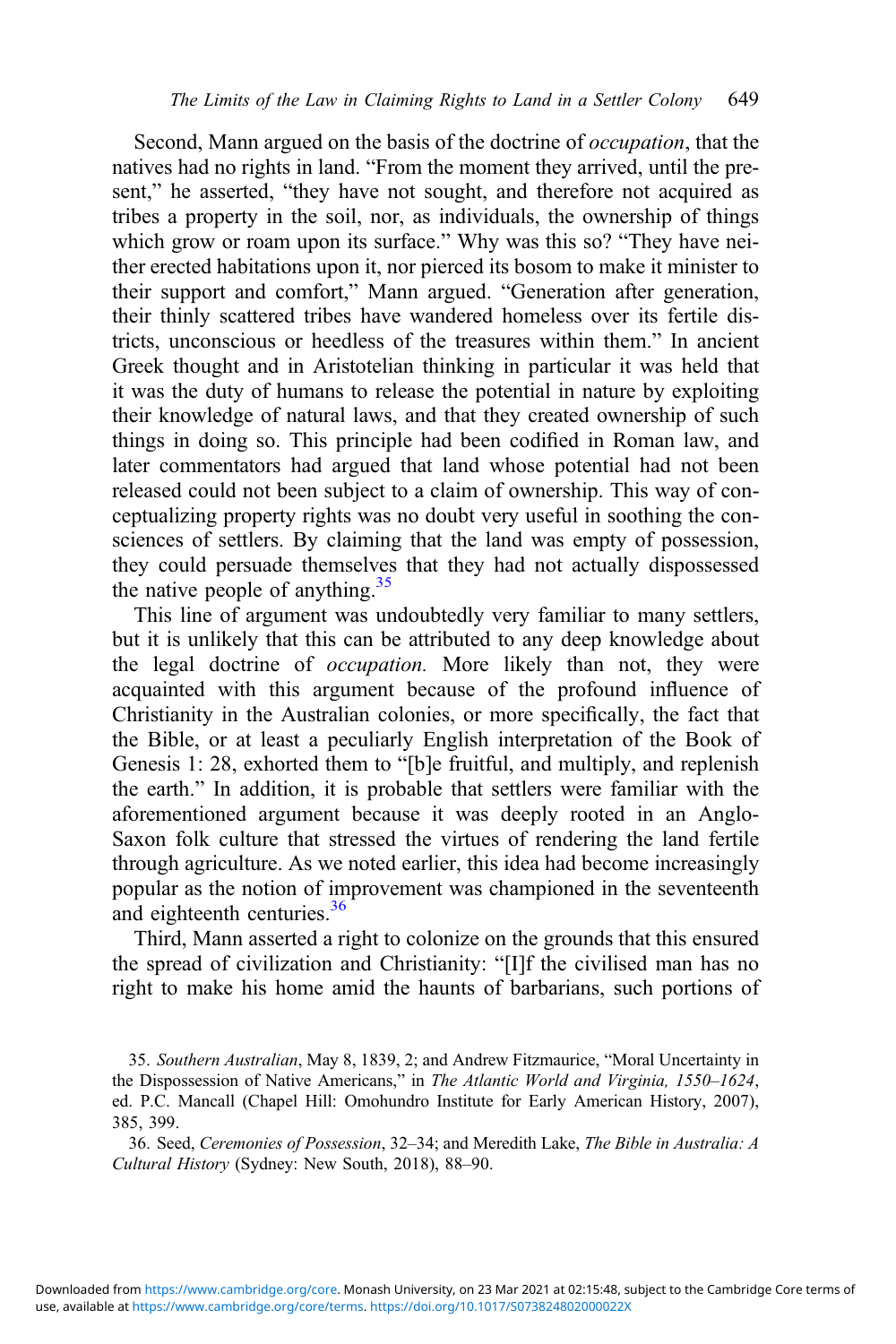Second, Mann argued on the basis of the doctrine of *occupation*, that the natives had no rights in land. "From the moment they arrived, until the present," he asserted, "they have not sought, and therefore not acquired as tribes a property in the soil, nor, as individuals, the ownership of things which grow or roam upon its surface." Why was this so? "They have neither erected habitations upon it, nor pierced its bosom to make it minister to their support and comfort," Mann argued. "Generation after generation, their thinly scattered tribes have wandered homeless over its fertile districts, unconscious or heedless of the treasures within them." In ancient Greek thought and in Aristotelian thinking in particular it was held that it was the duty of humans to release the potential in nature by exploiting their knowledge of natural laws, and that they created ownership of such things in doing so. This principle had been codified in Roman law, and later commentators had argued that land whose potential had not been released could not been subject to a claim of ownership. This way of conceptualizing property rights was no doubt very useful in soothing the consciences of settlers. By claiming that the land was empty of possession, they could persuade themselves that they had not actually dispossessed the native people of anything.[35]

This line of argument was undoubtedly very familiar to many settlers, but it is unlikely that this can be attributed to any deep knowledge about the legal doctrine of *occupation.* More likely than not, they were acquainted with this argument because of the profound influence of Christianity in the Australian colonies, or more specifically, the fact that the Bible, or at least a peculiarly English interpretation of the Book of Genesis 1: 28, exhorted them to "[b]e fruitful, and multiply, and replenish the earth." In addition, it is probable that settlers were familiar with the aforementioned argument because it was deeply rooted in an Anglo-Saxon folk culture that stressed the virtues of rendering the land fertile through agriculture. As we noted earlier, this idea had become increasingly popular as the notion of improvement was championed in the seventeenth and eighteenth centuries.[36]

Third, Mann asserted a right to colonize on the grounds that this ensured the spread of civilization and Christianity: "[I]f the civilised man has no right to make his home amid the haunts of barbarians, such portions of

35. *Southern Australian*, May 8, 1839, 2; and Andrew Fitzmaurice, "Moral Uncertainty in the Dispossession of Native Americans," in *The Atlantic World and Virginia, 1550–1624*, ed. P.C. Mancall (Chapel Hill: Omohundro Institute for Early American History, 2007), 385, 399.

36. Seed, *Ceremonies of Possession*, 32–34; and Meredith Lake, *The Bible in Australia: A Cultural History* (Sydney: New South, 2018), 88–90.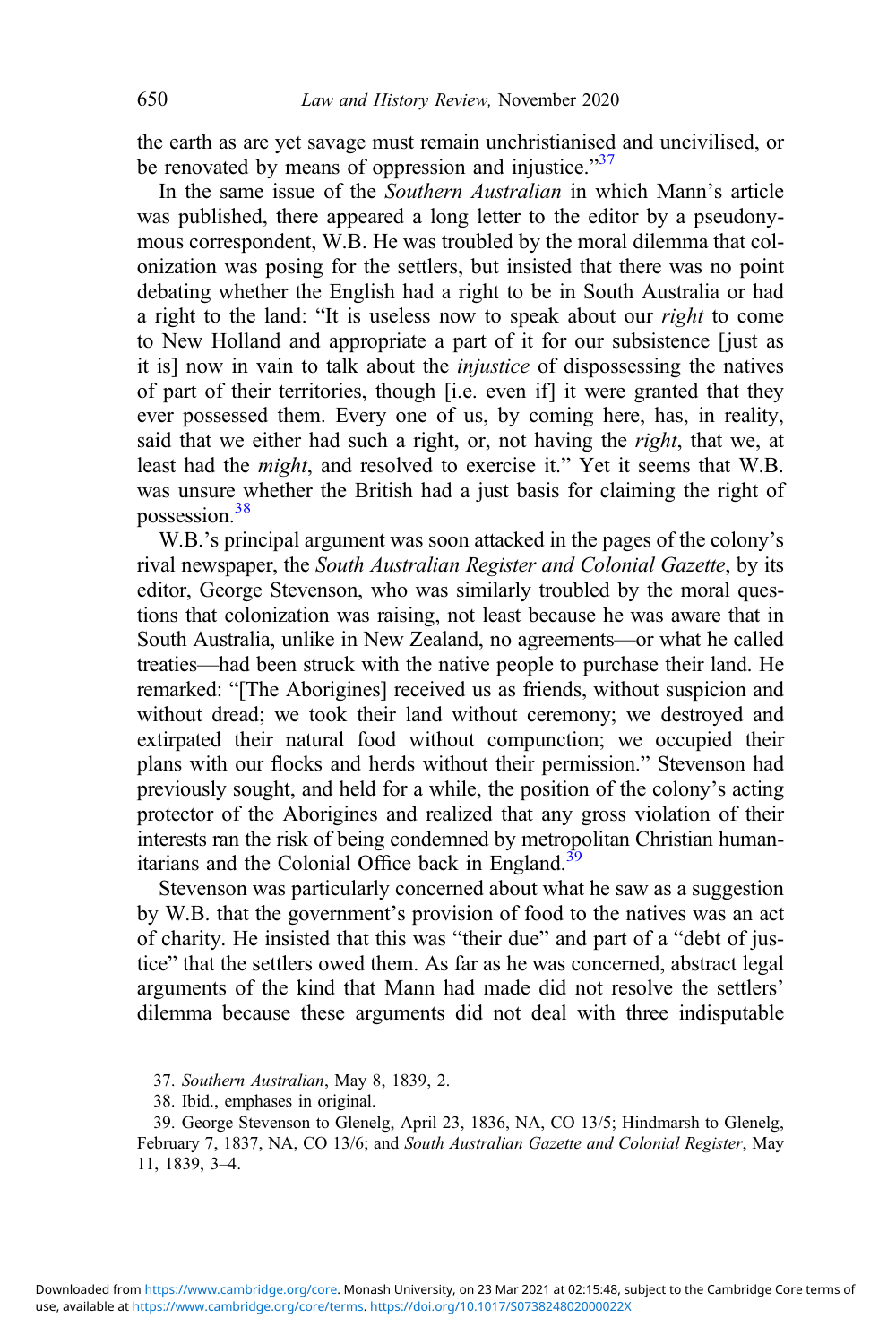the earth as are yet savage must remain unchristianised and uncivilised, or be renovated by means of oppression and injustice."[37]

In the same issue of the *Southern Australian* in which Mann's article was published, there appeared a long letter to the editor by a pseudonymous correspondent, W.B. He was troubled by the moral dilemma that colonization was posing for the settlers, but insisted that there was no point debating whether the English had a right to be in South Australia or had a right to the land: "It is useless now to speak about our *right* to come to New Holland and appropriate a part of it for our subsistence [just as it is] now in vain to talk about the *injustice* of dispossessing the natives of part of their territories, though [i.e. even if] it were granted that they ever possessed them. Every one of us, by coming here, has, in reality, said that we either had such a right, or, not having the *right*, that we, at least had the *might*, and resolved to exercise it." Yet it seems that W.B. was unsure whether the British had a just basis for claiming the right of possession.[38]

W.B.'s principal argument was soon attacked in the pages of the colony's rival newspaper, the *South Australian Register and Colonial Gazette*, by its editor, George Stevenson, who was similarly troubled by the moral questions that colonization was raising, not least because he was aware that in South Australia, unlike in New Zealand, no agreements—or what he called treaties—had been struck with the native people to purchase their land. He remarked: "[The Aborigines] received us as friends, without suspicion and without dread; we took their land without ceremony; we destroyed and extirpated their natural food without compunction; we occupied their plans with our flocks and herds without their permission." Stevenson had previously sought, and held for a while, the position of the colony's acting protector of the Aborigines and realized that any gross violation of their interests ran the risk of being condemned by metropolitan Christian humanitarians and the Colonial Office back in England.[39]

Stevenson was particularly concerned about what he saw as a suggestion by W.B. that the government's provision of food to the natives was an act of charity. He insisted that this was "their due" and part of a "debt of justice" that the settlers owed them. As far as he was concerned, abstract legal arguments of the kind that Mann had made did not resolve the settlers' dilemma because these arguments did not deal with three indisputable

37. *Southern Australian*, May 8, 1839, 2.

38. Ibid., emphases in original.

39. George Stevenson to Glenelg, April 23, 1836, NA, CO 13/5; Hindmarsh to Glenelg, February 7, 1837, NA, CO 13/6; and *South Australian Gazette and Colonial Register*, May 11, 1839, 3–4.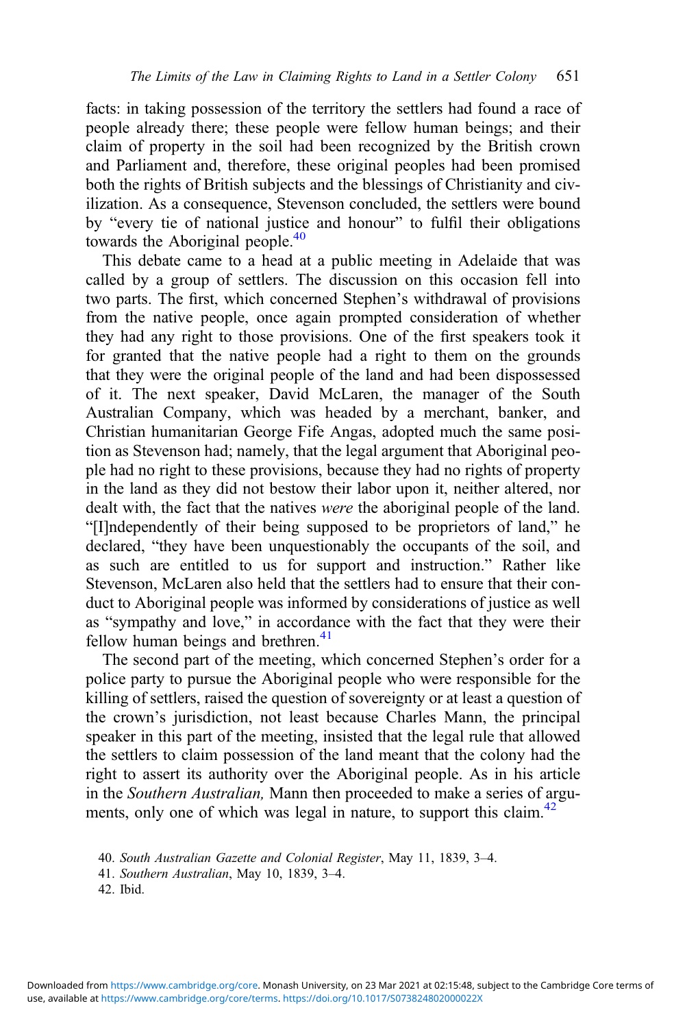facts: in taking possession of the territory the settlers had found a race of people already there; these people were fellow human beings; and their claim of property in the soil had been recognized by the British crown and Parliament and, therefore, these original peoples had been promised both the rights of British subjects and the blessings of Christianity and civilization. As a consequence, Stevenson concluded, the settlers were bound by "every tie of national justice and honour" to fulfil their obligations towards the Aboriginal people.[40]

This debate came to a head at a public meeting in Adelaide that was called by a group of settlers. The discussion on this occasion fell into two parts. The first, which concerned Stephen's withdrawal of provisions from the native people, once again prompted consideration of whether they had any right to those provisions. One of the first speakers took it for granted that the native people had a right to them on the grounds that they were the original people of the land and had been dispossessed of it. The next speaker, David McLaren, the manager of the South Australian Company, which was headed by a merchant, banker, and Christian humanitarian George Fife Angas, adopted much the same position as Stevenson had; namely, that the legal argument that Aboriginal people had no right to these provisions, because they had no rights of property in the land as they did not bestow their labor upon it, neither altered, nor dealt with, the fact that the natives *were* the aboriginal people of the land. "[I]ndependently of their being supposed to be proprietors of land," he declared, "they have been unquestionably the occupants of the soil, and as such are entitled to us for support and instruction." Rather like Stevenson, McLaren also held that the settlers had to ensure that their conduct to Aboriginal people was informed by considerations of justice as well as "sympathy and love," in accordance with the fact that they were their fellow human beings and brethren.[41]

The second part of the meeting, which concerned Stephen's order for a police party to pursue the Aboriginal people who were responsible for the killing of settlers, raised the question of sovereignty or at least a question of the crown's jurisdiction, not least because Charles Mann, the principal speaker in this part of the meeting, insisted that the legal rule that allowed the settlers to claim possession of the land meant that the colony had the right to assert its authority over the Aboriginal people. As in his article in the *Southern Australian,* Mann then proceeded to make a series of arguments, only one of which was legal in nature, to support this claim.[42]

40. *South Australian Gazette and Colonial Register*, May 11, 1839, 3–4.

41. *Southern Australian*, May 10, 1839, 3–4.

42. Ibid.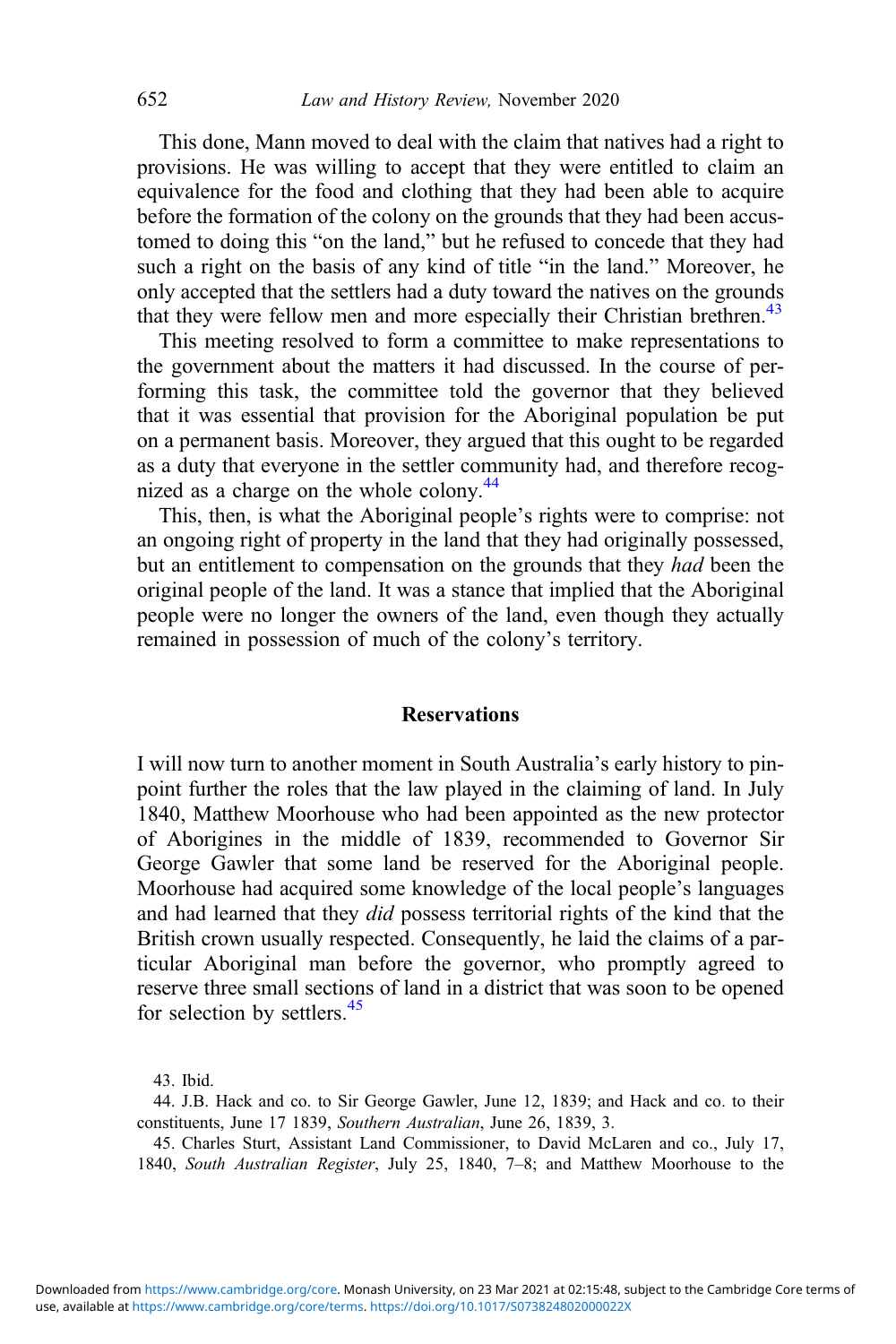This done, Mann moved to deal with the claim that natives had a right to provisions. He was willing to accept that they were entitled to claim an equivalence for the food and clothing that they had been able to acquire before the formation of the colony on the grounds that they had been accustomed to doing this "on the land," but he refused to concede that they had such a right on the basis of any kind of title "in the land." Moreover, he only accepted that the settlers had a duty toward the natives on the grounds that they were fellow men and more especially their Christian brethren.[43]

This meeting resolved to form a committee to make representations to the government about the matters it had discussed. In the course of performing this task, the committee told the governor that they believed that it was essential that provision for the Aboriginal population be put on a permanent basis. Moreover, they argued that this ought to be regarded as a duty that everyone in the settler community had, and therefore recognized as a charge on the whole colony.[44]

This, then, is what the Aboriginal people's rights were to comprise: not an ongoing right of property in the land that they had originally possessed, but an entitlement to compensation on the grounds that they *had* been the original people of the land. It was a stance that implied that the Aboriginal people were no longer the owners of the land, even though they actually remained in possession of much of the colony's territory.

## Reservations

I will now turn to another moment in South Australia's early history to pinpoint further the roles that the law played in the claiming of land. In July 1840, Matthew Moorhouse who had been appointed as the new protector of Aborigines in the middle of 1839, recommended to Governor Sir George Gawler that some land be reserved for the Aboriginal people. Moorhouse had acquired some knowledge of the local people's languages and had learned that they *did* possess territorial rights of the kind that the British crown usually respected. Consequently, he laid the claims of a particular Aboriginal man before the governor, who promptly agreed to reserve three small sections of land in a district that was soon to be opened for selection by settlers.[45]

43. Ibid.

44. J.B. Hack and co. to Sir George Gawler, June 12, 1839; and Hack and co. to their constituents, June 17 1839, *Southern Australian*, June 26, 1839, 3.

45. Charles Sturt, Assistant Land Commissioner, to David McLaren and co., July 17, 1840, *South Australian Register*, July 25, 1840, 7–8; and Matthew Moorhouse to the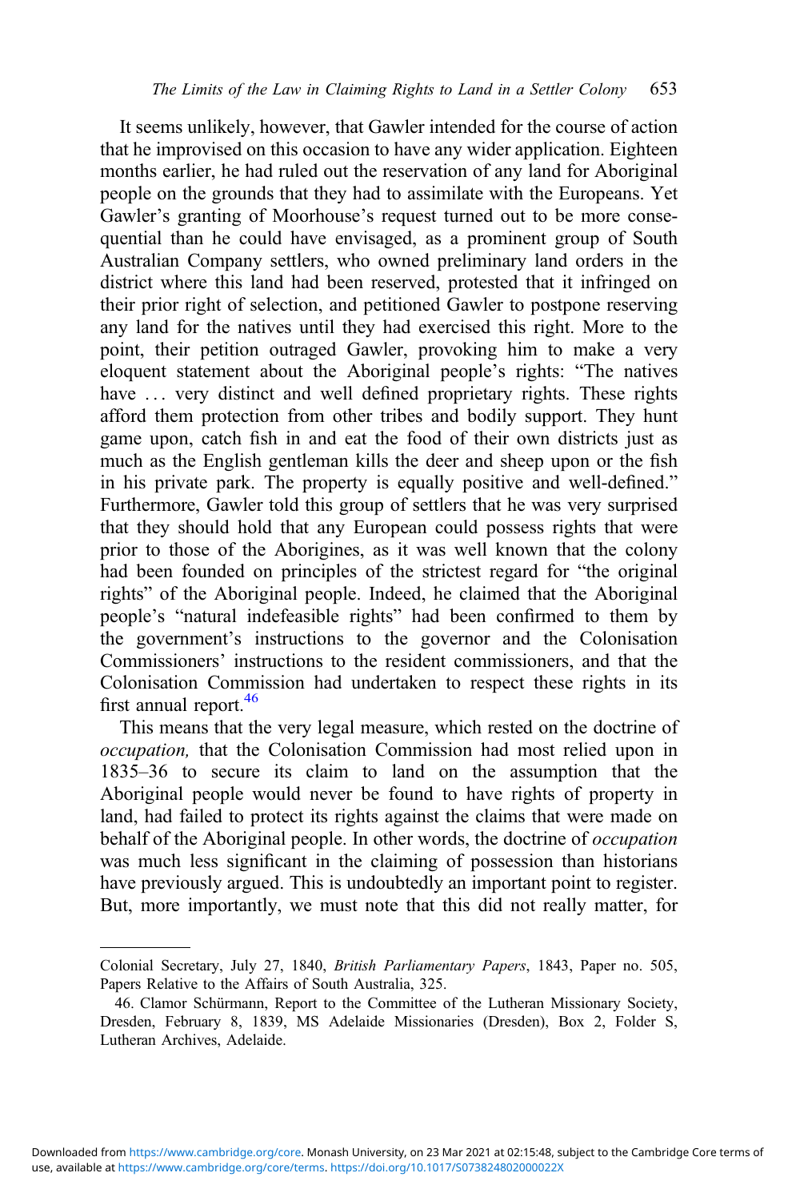It seems unlikely, however, that Gawler intended for the course of action that he improvised on this occasion to have any wider application. Eighteen months earlier, he had ruled out the reservation of any land for Aboriginal people on the grounds that they had to assimilate with the Europeans. Yet Gawler's granting of Moorhouse's request turned out to be more consequential than he could have envisaged, as a prominent group of South Australian Company settlers, who owned preliminary land orders in the district where this land had been reserved, protested that it infringed on their prior right of selection, and petitioned Gawler to postpone reserving any land for the natives until they had exercised this right. More to the point, their petition outraged Gawler, provoking him to make a very eloquent statement about the Aboriginal people's rights: "The natives have … very distinct and well defined proprietary rights. These rights afford them protection from other tribes and bodily support. They hunt game upon, catch fish in and eat the food of their own districts just as much as the English gentleman kills the deer and sheep upon or the fish in his private park. The property is equally positive and well-defined." Furthermore, Gawler told this group of settlers that he was very surprised that they should hold that any European could possess rights that were prior to those of the Aborigines, as it was well known that the colony had been founded on principles of the strictest regard for "the original rights" of the Aboriginal people. Indeed, he claimed that the Aboriginal people's "natural indefeasible rights" had been confirmed to them by the government's instructions to the governor and the Colonisation Commissioners' instructions to the resident commissioners, and that the Colonisation Commission had undertaken to respect these rights in its first annual report.[46]

This means that the very legal measure, which rested on the doctrine of *occupation,* that the Colonisation Commission had most relied upon in 1835–36 to secure its claim to land on the assumption that the Aboriginal people would never be found to have rights of property in land, had failed to protect its rights against the claims that were made on behalf of the Aboriginal people. In other words, the doctrine of *occupation* was much less significant in the claiming of possession than historians have previously argued. This is undoubtedly an important point to register. But, more importantly, we must note that this did not really matter, for

---

Colonial Secretary, July 27, 1840, *British Parliamentary Papers*, 1843, Paper no. 505, Papers Relative to the Affairs of South Australia, 325.

46. Clamor Schürmann, Report to the Committee of the Lutheran Missionary Society, Dresden, February 8, 1839, MS Adelaide Missionaries (Dresden), Box 2, Folder S, Lutheran Archives, Adelaide.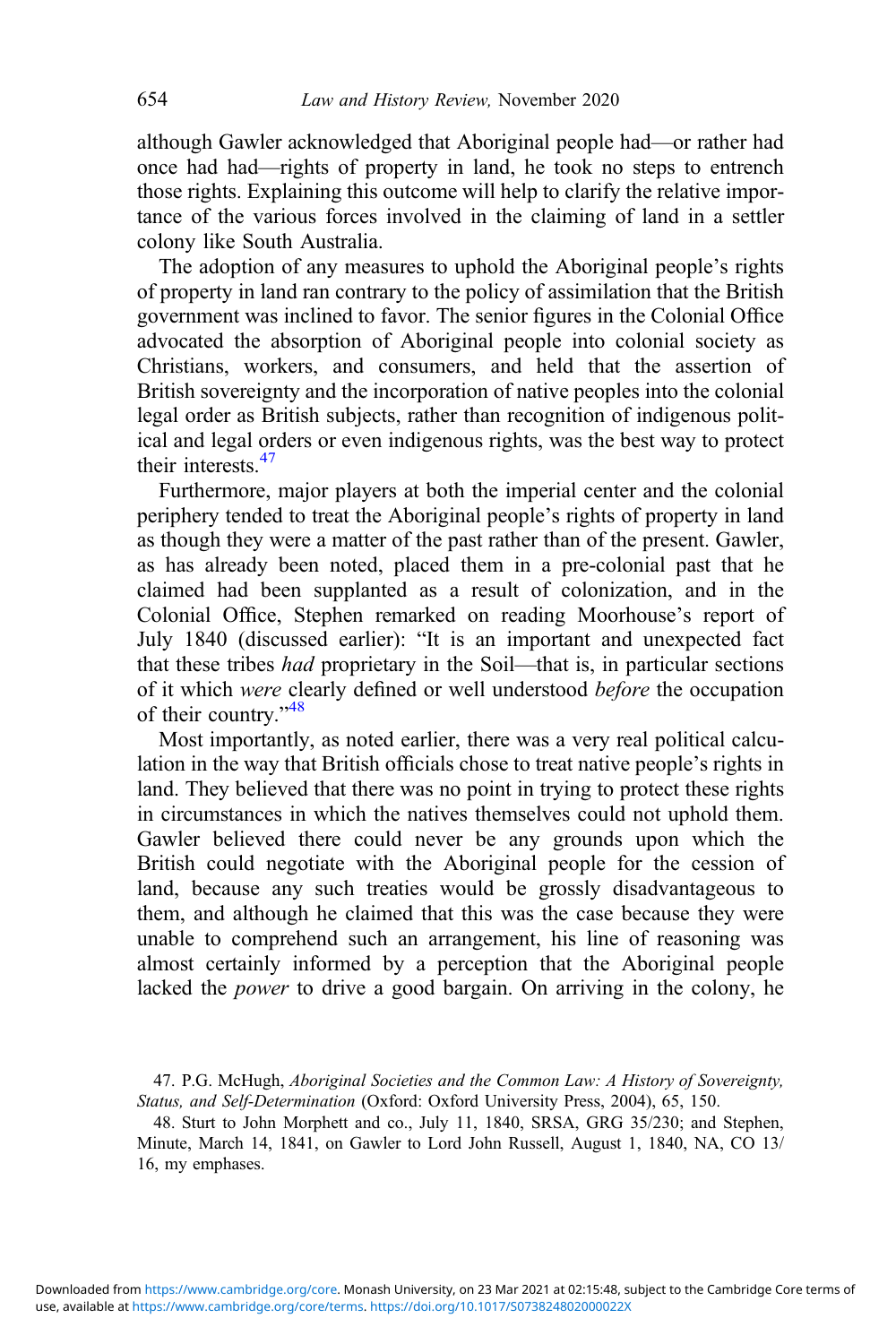although Gawler acknowledged that Aboriginal people had—or rather had once had had—rights of property in land, he took no steps to entrench those rights. Explaining this outcome will help to clarify the relative importance of the various forces involved in the claiming of land in a settler colony like South Australia.

The adoption of any measures to uphold the Aboriginal people's rights of property in land ran contrary to the policy of assimilation that the British government was inclined to favor. The senior figures in the Colonial Office advocated the absorption of Aboriginal people into colonial society as Christians, workers, and consumers, and held that the assertion of British sovereignty and the incorporation of native peoples into the colonial legal order as British subjects, rather than recognition of indigenous political and legal orders or even indigenous rights, was the best way to protect their interests.[47]

Furthermore, major players at both the imperial center and the colonial periphery tended to treat the Aboriginal people's rights of property in land as though they were a matter of the past rather than of the present. Gawler, as has already been noted, placed them in a pre-colonial past that he claimed had been supplanted as a result of colonization, and in the Colonial Office, Stephen remarked on reading Moorhouse's report of July 1840 (discussed earlier): "It is an important and unexpected fact that these tribes *had* proprietary in the Soil—that is, in particular sections of it which *were* clearly defined or well understood *before* the occupation of their country."[48]

Most importantly, as noted earlier, there was a very real political calculation in the way that British officials chose to treat native people's rights in land. They believed that there was no point in trying to protect these rights in circumstances in which the natives themselves could not uphold them. Gawler believed there could never be any grounds upon which the British could negotiate with the Aboriginal people for the cession of land, because any such treaties would be grossly disadvantageous to them, and although he claimed that this was the case because they were unable to comprehend such an arrangement, his line of reasoning was almost certainly informed by a perception that the Aboriginal people lacked the *power* to drive a good bargain. On arriving in the colony, he

47. P.G. McHugh, *Aboriginal Societies and the Common Law: A History of Sovereignty, Status, and Self-Determination* (Oxford: Oxford University Press, 2004), 65, 150.

48. Sturt to John Morphett and co., July 11, 1840, SRSA, GRG 35/230; and Stephen, Minute, March 14, 1841, on Gawler to Lord John Russell, August 1, 1840, NA, CO 13/16, my emphases.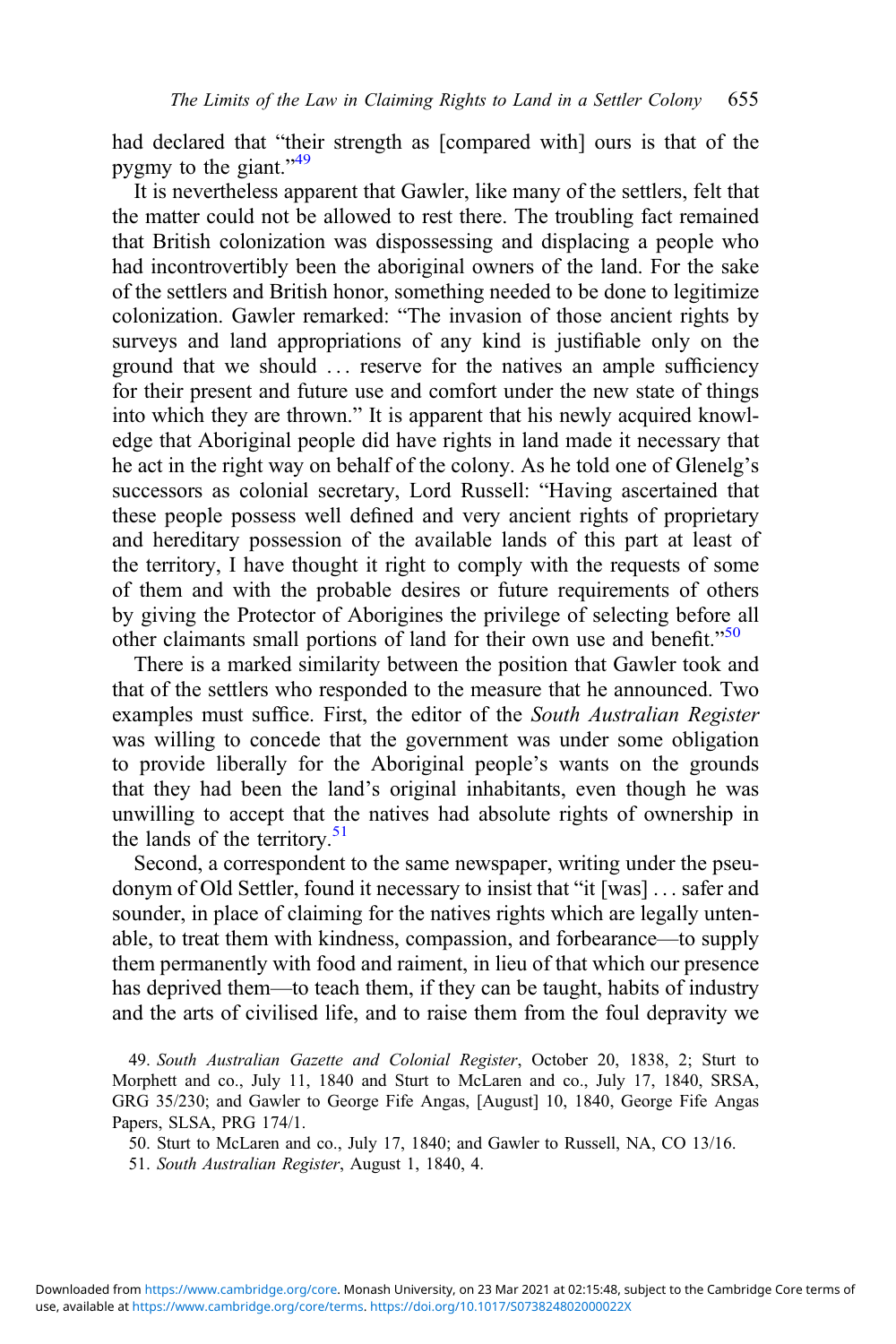had declared that “their strength as [compared with] ours is that of the pygmy to the giant.”[49]

It is nevertheless apparent that Gawler, like many of the settlers, felt that the matter could not be allowed to rest there. The troubling fact remained that British colonization was dispossessing and displacing a people who had incontrovertibly been the aboriginal owners of the land. For the sake of the settlers and British honor, something needed to be done to legitimize colonization. Gawler remarked: “The invasion of those ancient rights by surveys and land appropriations of any kind is justifiable only on the ground that we should . . . reserve for the natives an ample sufficiency for their present and future use and comfort under the new state of things into which they are thrown.” It is apparent that his newly acquired knowledge that Aboriginal people did have rights in land made it necessary that he act in the right way on behalf of the colony. As he told one of Glenelg’s successors as colonial secretary, Lord Russell: “Having ascertained that these people possess well defined and very ancient rights of proprietary and hereditary possession of the available lands of this part at least of the territory, I have thought it right to comply with the requests of some of them and with the probable desires or future requirements of others by giving the Protector of Aborigines the privilege of selecting before all other claimants small portions of land for their own use and benefit.”[50]

There is a marked similarity between the position that Gawler took and that of the settlers who responded to the measure that he announced. Two examples must suffice. First, the editor of the *South Australian Register* was willing to concede that the government was under some obligation to provide liberally for the Aboriginal people’s wants on the grounds that they had been the land’s original inhabitants, even though he was unwilling to accept that the natives had absolute rights of ownership in the lands of the territory.[51]

Second, a correspondent to the same newspaper, writing under the pseudonym of Old Settler, found it necessary to insist that “it [was] . . . safer and sounder, in place of claiming for the natives rights which are legally untenable, to treat them with kindness, compassion, and forbearance—to supply them permanently with food and raiment, in lieu of that which our presence has deprived them—to teach them, if they can be taught, habits of industry and the arts of civilised life, and to raise them from the foul depravity we

49. *South Australian Gazette and Colonial Register*, October 20, 1838, 2; Sturt to Morphett and co., July 11, 1840 and Sturt to McLaren and co., July 17, 1840, SRSA, GRG 35/230; and Gawler to George Fife Angas, [August] 10, 1840, George Fife Angas Papers, SLSA, PRG 174/1.

50. Sturt to McLaren and co., July 17, 1840; and Gawler to Russell, NA, CO 13/16.

51. *South Australian Register*, August 1, 1840, 4.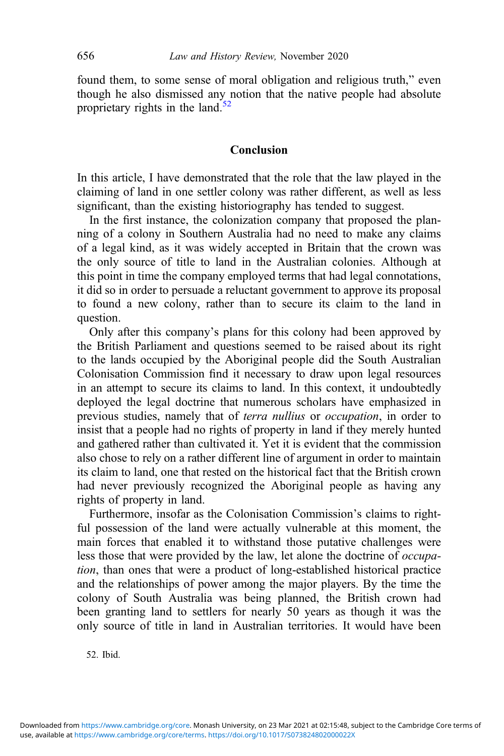found them, to some sense of moral obligation and religious truth," even though he also dismissed any notion that the native people had absolute proprietary rights in the land.[52]

## Conclusion

In this article, I have demonstrated that the role that the law played in the claiming of land in one settler colony was rather different, as well as less significant, than the existing historiography has tended to suggest.

In the first instance, the colonization company that proposed the planning of a colony in Southern Australia had no need to make any claims of a legal kind, as it was widely accepted in Britain that the crown was the only source of title to land in the Australian colonies. Although at this point in time the company employed terms that had legal connotations, it did so in order to persuade a reluctant government to approve its proposal to found a new colony, rather than to secure its claim to the land in question.

Only after this company's plans for this colony had been approved by the British Parliament and questions seemed to be raised about its right to the lands occupied by the Aboriginal people did the South Australian Colonisation Commission find it necessary to draw upon legal resources in an attempt to secure its claims to land. In this context, it undoubtedly deployed the legal doctrine that numerous scholars have emphasized in previous studies, namely that of *terra nullius* or *occupation*, in order to insist that a people had no rights of property in land if they merely hunted and gathered rather than cultivated it. Yet it is evident that the commission also chose to rely on a rather different line of argument in order to maintain its claim to land, one that rested on the historical fact that the British crown had never previously recognized the Aboriginal people as having any rights of property in land.

Furthermore, insofar as the Colonisation Commission's claims to rightful possession of the land were actually vulnerable at this moment, the main forces that enabled it to withstand those putative challenges were less those that were provided by the law, let alone the doctrine of *occupation*, than ones that were a product of long-established historical practice and the relationships of power among the major players. By the time the colony of South Australia was being planned, the British crown had been granting land to settlers for nearly 50 years as though it was the only source of title in land in Australian territories. It would have been

52. Ibid.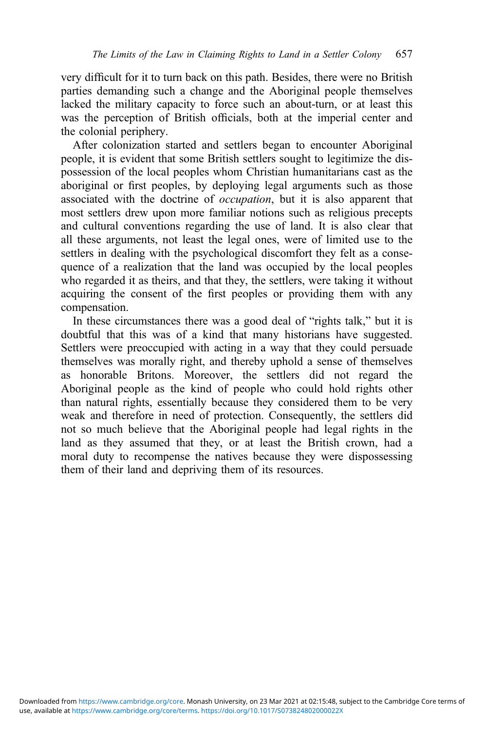very difficult for it to turn back on this path. Besides, there were no British parties demanding such a change and the Aboriginal people themselves lacked the military capacity to force such an about-turn, or at least this was the perception of British officials, both at the imperial center and the colonial periphery.

After colonization started and settlers began to encounter Aboriginal people, it is evident that some British settlers sought to legitimize the dispossession of the local peoples whom Christian humanitarians cast as the aboriginal or first peoples, by deploying legal arguments such as those associated with the doctrine of *occupation*, but it is also apparent that most settlers drew upon more familiar notions such as religious precepts and cultural conventions regarding the use of land. It is also clear that all these arguments, not least the legal ones, were of limited use to the settlers in dealing with the psychological discomfort they felt as a consequence of a realization that the land was occupied by the local peoples who regarded it as theirs, and that they, the settlers, were taking it without acquiring the consent of the first peoples or providing them with any compensation.

In these circumstances there was a good deal of "rights talk," but it is doubtful that this was of a kind that many historians have suggested. Settlers were preoccupied with acting in a way that they could persuade themselves was morally right, and thereby uphold a sense of themselves as honorable Britons. Moreover, the settlers did not regard the Aboriginal people as the kind of people who could hold rights other than natural rights, essentially because they considered them to be very weak and therefore in need of protection. Consequently, the settlers did not so much believe that the Aboriginal people had legal rights in the land as they assumed that they, or at least the British crown, had a moral duty to recompense the natives because they were dispossessing them of their land and depriving them of its resources.